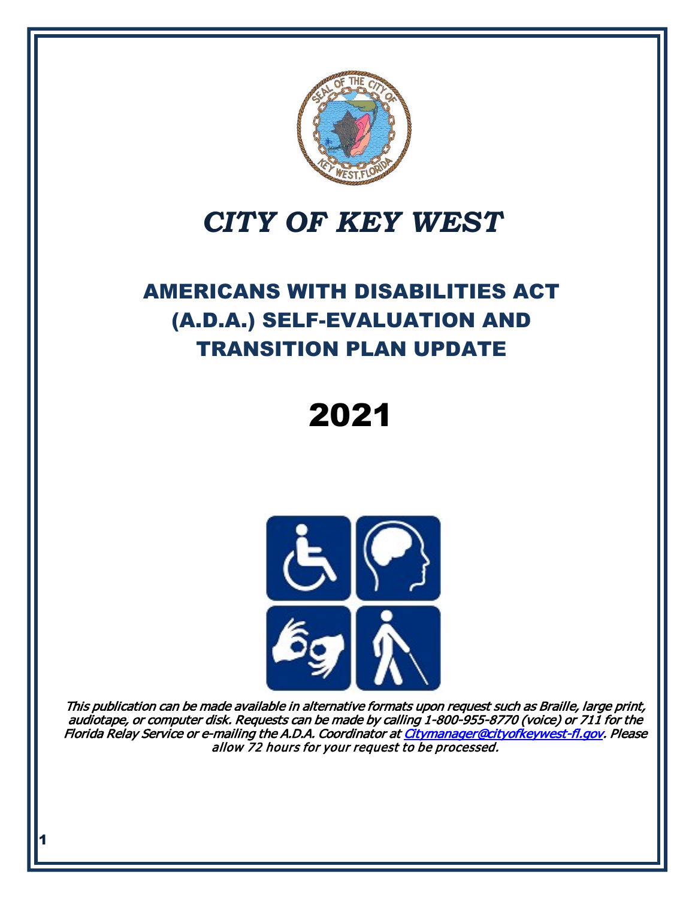# *CITY OF KEY WEST*

## AMERICANS WITH DISABILITIES ACT (A.D.A.) SELF-EVALUATION AND TRANSITION PLAN UPDATE

# 2021

*This publication can be made available in alternative formats upon request such as Braille, large print, audiotape, or computer disk. Requests can be made by calling 1-800-955-8770 (voice) or 711 for the Florida Relay Service or e-mailing the A.D.A. Coordinator at Citymanager@cityofkeywest-fl.gov. Please allow 72 hours for your request to be processed.*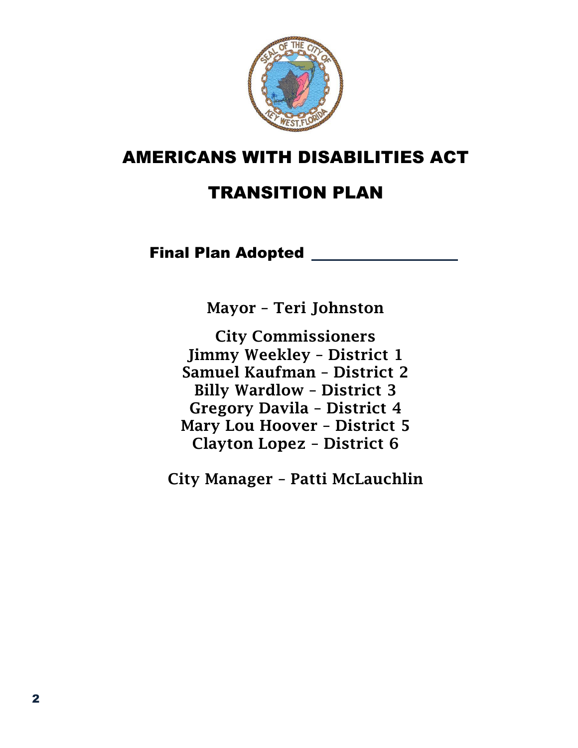# AMERICANS WITH DISABILITIES ACT

# TRANSITION PLAN

**Final Plan Adopted** ____________________

**Mayor – Teri Johnston**

**City Commissioners**
**Jimmy Weekley – District 1**
**Samuel Kaufman – District 2**
**Billy Wardlow – District 3**
**Gregory Davila – District 4**
**Mary Lou Hoover – District 5**
**Clayton Lopez – District 6**

**City Manager – Patti McLauchlin**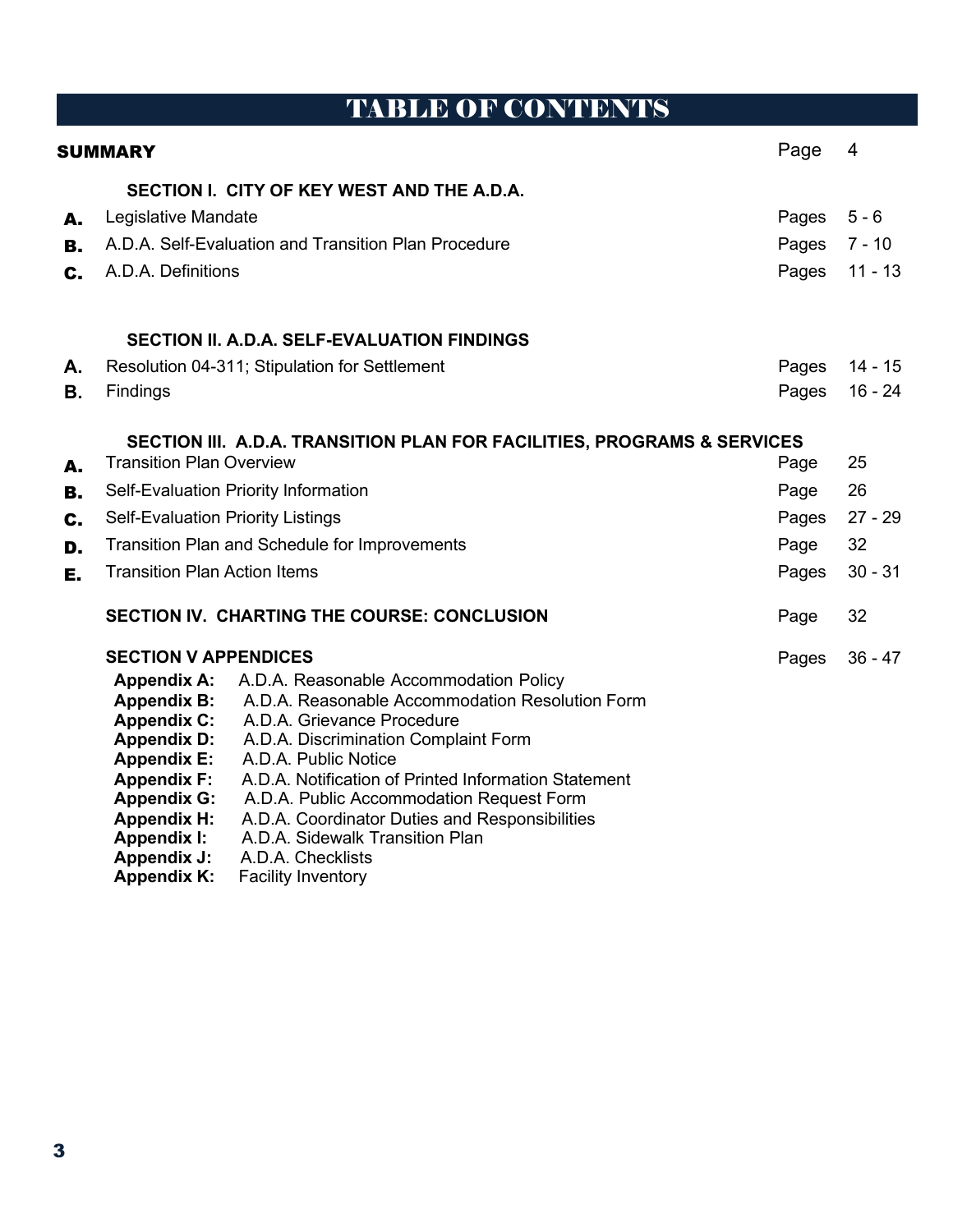# TABLE OF CONTENTS

| | | | |
|---|---|---|---|
| **SUMMARY** | | Page | 4 |
| | **SECTION I. CITY OF KEY WEST AND THE A.D.A.** | | |
| **A.** | Legislative Mandate | Pages | 5 - 6 |
| **B.** | A.D.A. Self-Evaluation and Transition Plan Procedure | Pages | 7 - 10 |
| **C.** | A.D.A. Definitions | Pages | 11 - 13 |
| | **SECTION II. A.D.A. SELF-EVALUATION FINDINGS** | | |
| **A.** | Resolution 04-311; Stipulation for Settlement | Pages | 14 - 15 |
| **B.** | Findings | Pages | 16 - 24 |
| | **SECTION III. A.D.A. TRANSITION PLAN FOR FACILITIES, PROGRAMS & SERVICES** | | |
| **A.** | Transition Plan Overview | Page | 25 |
| **B.** | Self-Evaluation Priority Information | Page | 26 |
| **C.** | Self-Evaluation Priority Listings | Pages | 27 - 29 |
| **D.** | Transition Plan and Schedule for Improvements | Page | 32 |
| **E.** | Transition Plan Action Items | Pages | 30 - 31 |
| | **SECTION IV. CHARTING THE COURSE: CONCLUSION** | Page | 32 |
| | **SECTION V APPENDICES** | Pages | 36 - 47 |

- **Appendix A:** A.D.A. Reasonable Accommodation Policy
- **Appendix B:** A.D.A. Reasonable Accommodation Resolution Form
- **Appendix C:** A.D.A. Grievance Procedure
- **Appendix D:** A.D.A. Discrimination Complaint Form
- **Appendix E:** A.D.A. Public Notice
- **Appendix F:** A.D.A. Notification of Printed Information Statement
- **Appendix G:** A.D.A. Public Accommodation Request Form
- **Appendix H:** A.D.A. Coordinator Duties and Responsibilities
- **Appendix I:** A.D.A. Sidewalk Transition Plan
- **Appendix J:** A.D.A. Checklists
- **Appendix K:** Facility Inventory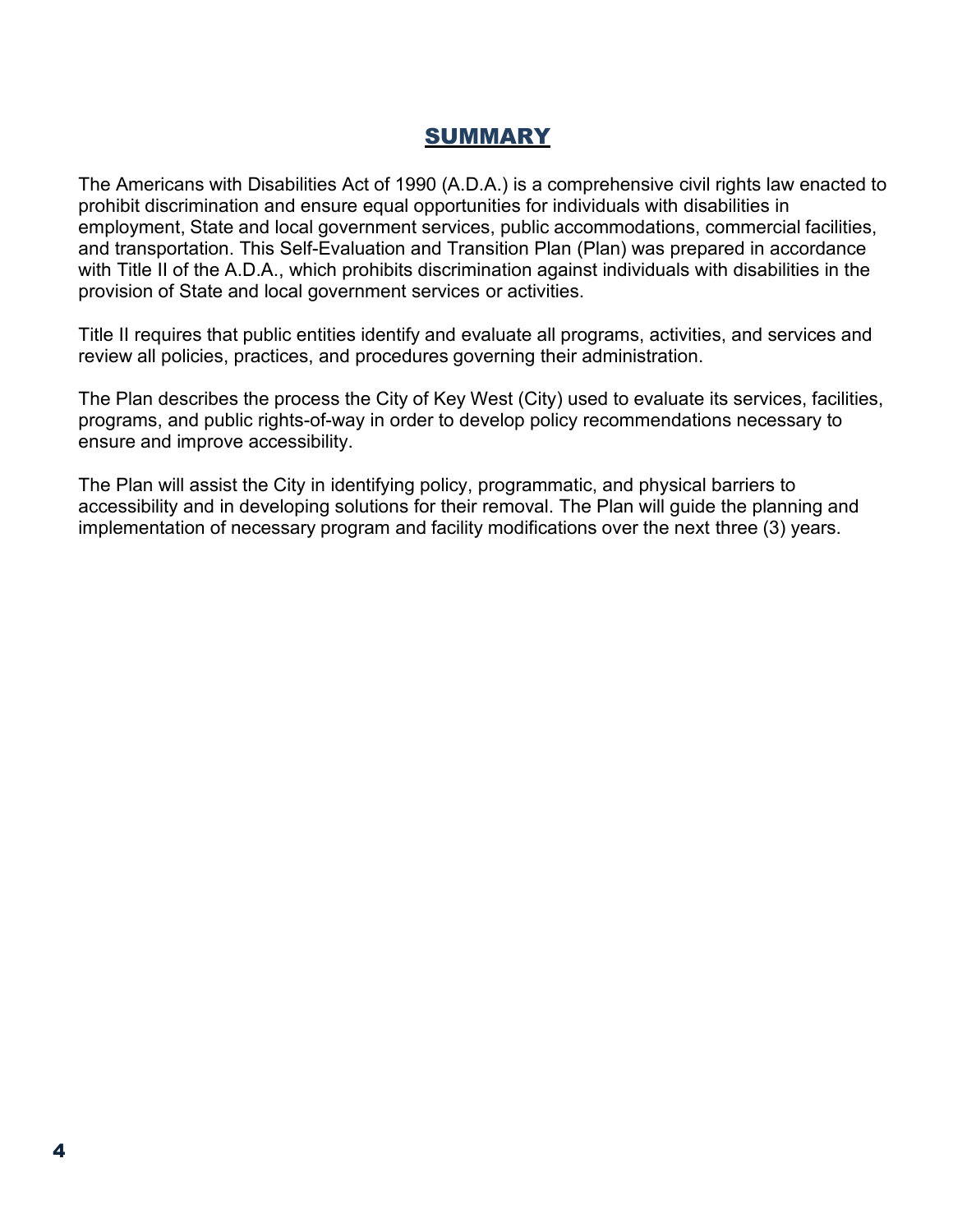# SUMMARY

The Americans with Disabilities Act of 1990 (A.D.A.) is a comprehensive civil rights law enacted to prohibit discrimination and ensure equal opportunities for individuals with disabilities in employment, State and local government services, public accommodations, commercial facilities, and transportation. This Self-Evaluation and Transition Plan (Plan) was prepared in accordance with Title II of the A.D.A., which prohibits discrimination against individuals with disabilities in the provision of State and local government services or activities.

Title II requires that public entities identify and evaluate all programs, activities, and services and review all policies, practices, and procedures governing their administration.

The Plan describes the process the City of Key West (City) used to evaluate its services, facilities, programs, and public rights-of-way in order to develop policy recommendations necessary to ensure and improve accessibility.

The Plan will assist the City in identifying policy, programmatic, and physical barriers to accessibility and in developing solutions for their removal. The Plan will guide the planning and implementation of necessary program and facility modifications over the next three (3) years.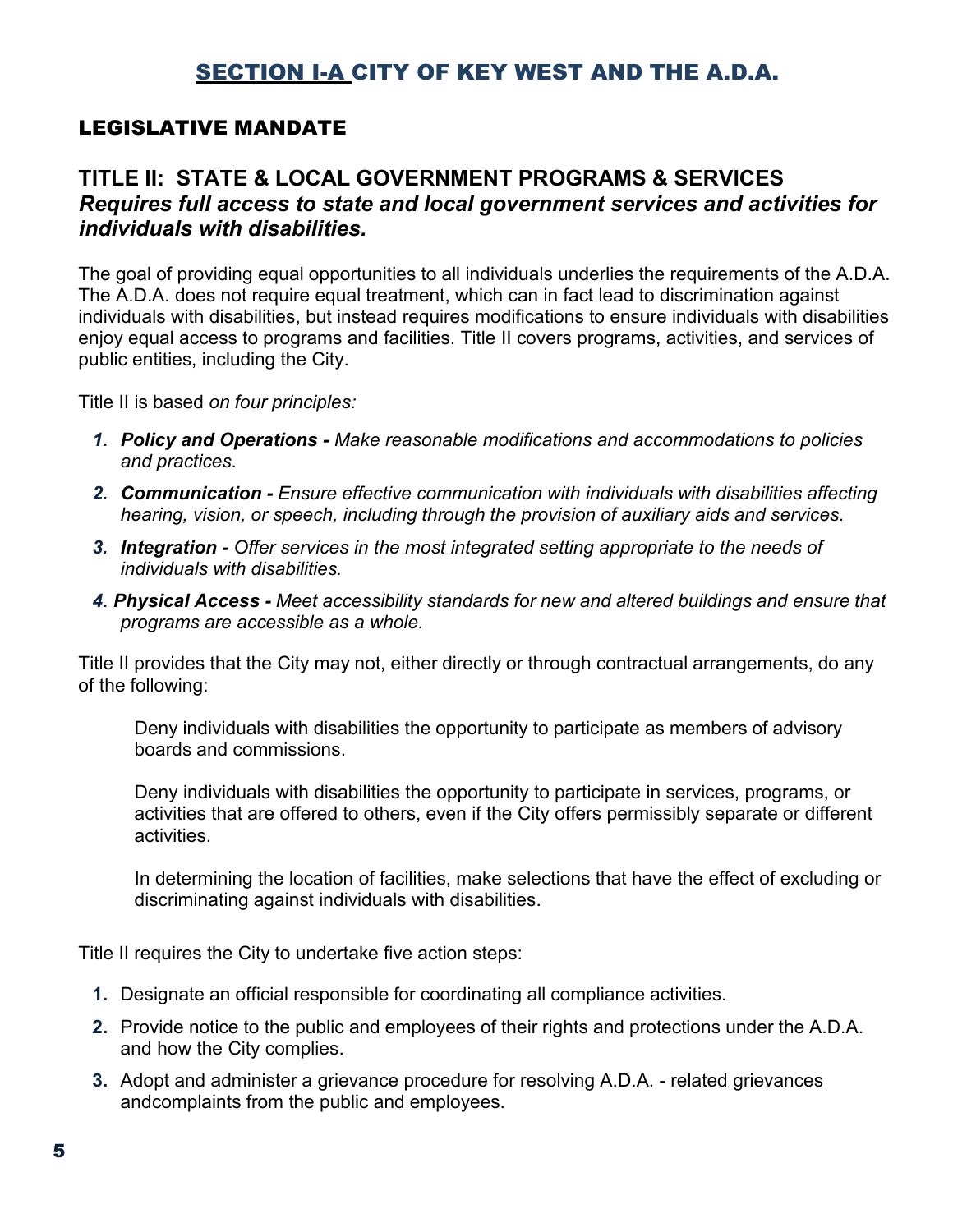# SECTION I-A CITY OF KEY WEST AND THE A.D.A.

## LEGISLATIVE MANDATE

### TITLE II: STATE & LOCAL GOVERNMENT PROGRAMS & SERVICES

***Requires full access to state and local government services and activities for individuals with disabilities.***

The goal of providing equal opportunities to all individuals underlies the requirements of the A.D.A. The A.D.A. does not require equal treatment, which can in fact lead to discrimination against individuals with disabilities, but instead requires modifications to ensure individuals with disabilities enjoy equal access to programs and facilities. Title II covers programs, activities, and services of public entities, including the City.

Title II is based *on four principles:*

1. ***Policy and Operations -*** *Make reasonable modifications and accommodations to policies and practices.*
2. ***Communication -*** *Ensure effective communication with individuals with disabilities affecting hearing, vision, or speech, including through the provision of auxiliary aids and services.*
3. ***Integration -*** *Offer services in the most integrated setting appropriate to the needs of individuals with disabilities.*
4. ***Physical Access -*** *Meet accessibility standards for new and altered buildings and ensure that programs are accessible as a whole.*

Title II provides that the City may not, either directly or through contractual arrangements, do any of the following:

> Deny individuals with disabilities the opportunity to participate as members of advisory boards and commissions.
>
> Deny individuals with disabilities the opportunity to participate in services, programs, or activities that are offered to others, even if the City offers permissibly separate or different activities.
>
> In determining the location of facilities, make selections that have the effect of excluding or discriminating against individuals with disabilities.

Title II requires the City to undertake five action steps:

1. Designate an official responsible for coordinating all compliance activities.
2. Provide notice to the public and employees of their rights and protections under the A.D.A. and how the City complies.
3. Adopt and administer a grievance procedure for resolving A.D.A. - related grievances andcomplaints from the public and employees.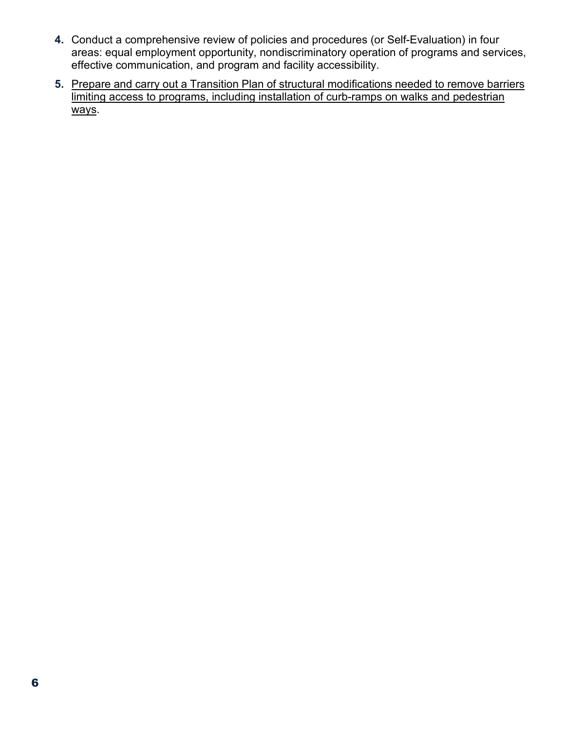4. Conduct a comprehensive review of policies and procedures (or Self-Evaluation) in four areas: equal employment opportunity, nondiscriminatory operation of programs and services, effective communication, and program and facility accessibility.

5. <u>Prepare and carry out a Transition Plan of structural modifications needed to remove barriers limiting access to programs, including installation of curb-ramps on walks and pedestrian ways</u>.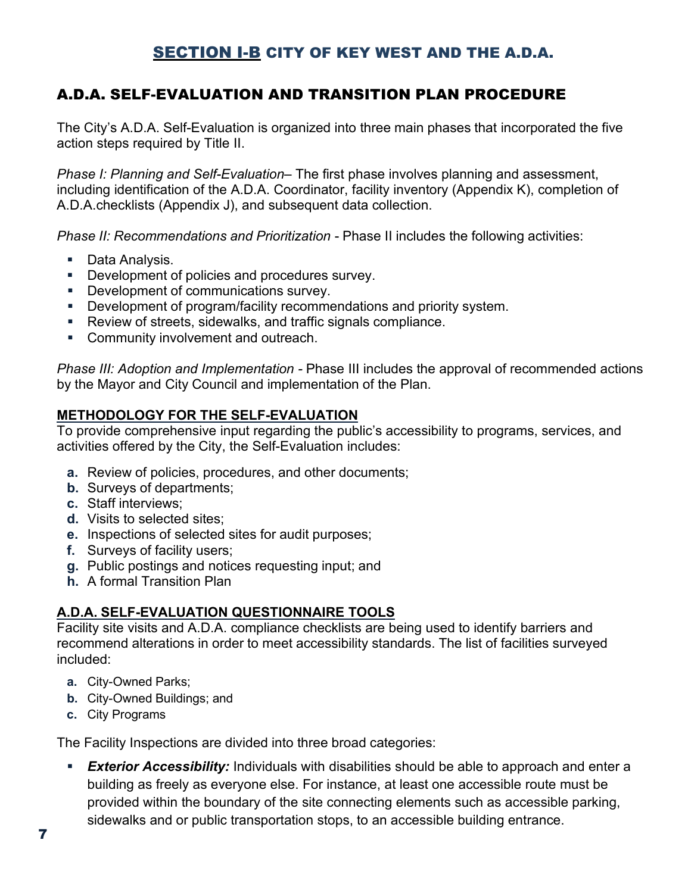# SECTION I-B CITY OF KEY WEST AND THE A.D.A.

## A.D.A. SELF-EVALUATION AND TRANSITION PLAN PROCEDURE

The City's A.D.A. Self-Evaluation is organized into three main phases that incorporated the five action steps required by Title II.

*Phase I: Planning and Self-Evaluation*– The first phase involves planning and assessment, including identification of the A.D.A. Coordinator, facility inventory (Appendix K), completion of A.D.A.checklists (Appendix J), and subsequent data collection.

*Phase II: Recommendations and Prioritization* - Phase II includes the following activities:

- Data Analysis.
- Development of policies and procedures survey.
- Development of communications survey.
- Development of program/facility recommendations and priority system.
- Review of streets, sidewalks, and traffic signals compliance.
- Community involvement and outreach.

*Phase III: Adoption and Implementation* - Phase III includes the approval of recommended actions by the Mayor and City Council and implementation of the Plan.

### METHODOLOGY FOR THE SELF-EVALUATION

To provide comprehensive input regarding the public's accessibility to programs, services, and activities offered by the City, the Self-Evaluation includes:

a. Review of policies, procedures, and other documents;
b. Surveys of departments;
c. Staff interviews;
d. Visits to selected sites;
e. Inspections of selected sites for audit purposes;
f. Surveys of facility users;
g. Public postings and notices requesting input; and
h. A formal Transition Plan

### A.D.A. SELF-EVALUATION QUESTIONNAIRE TOOLS

Facility site visits and A.D.A. compliance checklists are being used to identify barriers and recommend alterations in order to meet accessibility standards. The list of facilities surveyed included:

a. City-Owned Parks;
b. City-Owned Buildings; and
c. City Programs

The Facility Inspections are divided into three broad categories:

- ***Exterior Accessibility:*** Individuals with disabilities should be able to approach and enter a building as freely as everyone else. For instance, at least one accessible route must be provided within the boundary of the site connecting elements such as accessible parking, sidewalks and or public transportation stops, to an accessible building entrance.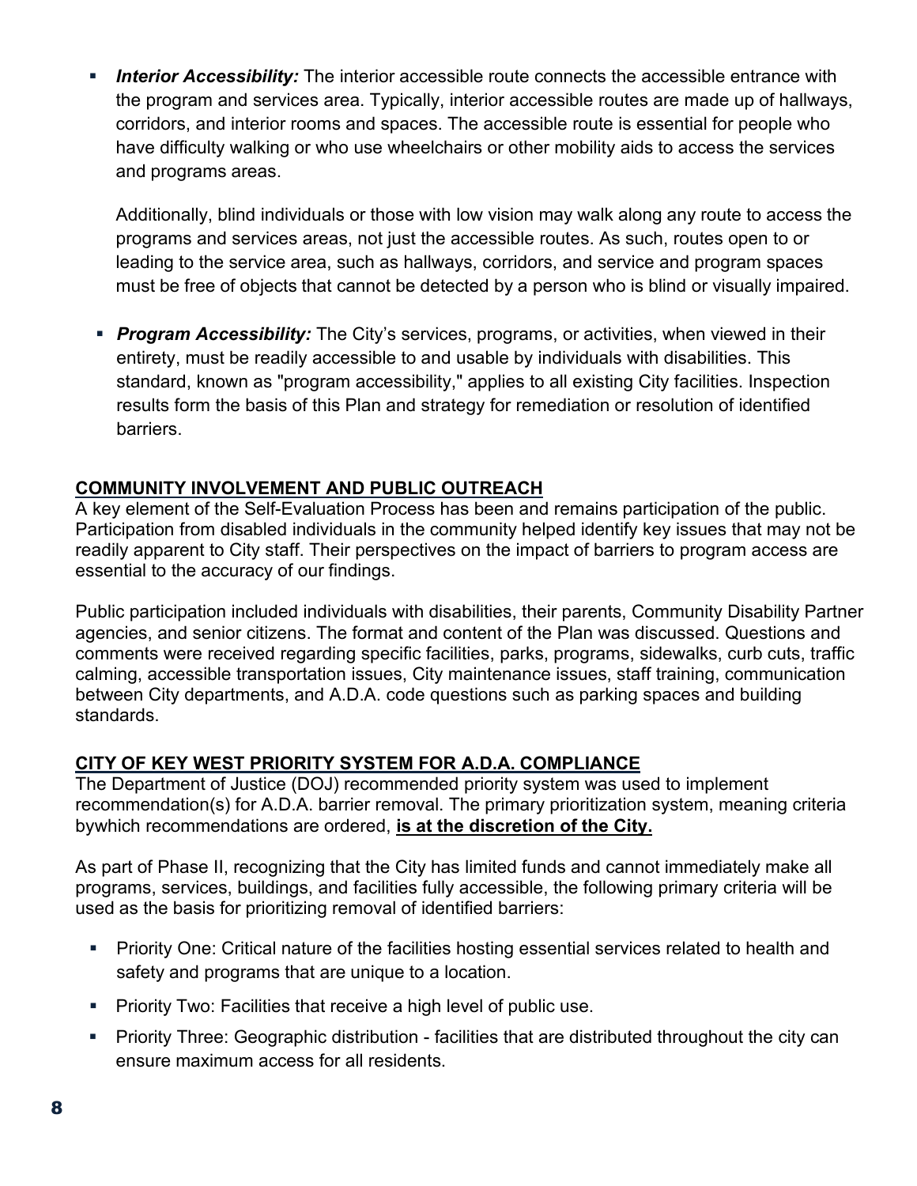- ***Interior Accessibility:*** The interior accessible route connects the accessible entrance with the program and services area. Typically, interior accessible routes are made up of hallways, corridors, and interior rooms and spaces. The accessible route is essential for people who have difficulty walking or who use wheelchairs or other mobility aids to access the services and programs areas.

  Additionally, blind individuals or those with low vision may walk along any route to access the programs and services areas, not just the accessible routes. As such, routes open to or leading to the service area, such as hallways, corridors, and service and program spaces must be free of objects that cannot be detected by a person who is blind or visually impaired.

- ***Program Accessibility:*** The City's services, programs, or activities, when viewed in their entirety, must be readily accessible to and usable by individuals with disabilities. This standard, known as "program accessibility," applies to all existing City facilities. Inspection results form the basis of this Plan and strategy for remediation or resolution of identified barriers.

## COMMUNITY INVOLVEMENT AND PUBLIC OUTREACH

A key element of the Self-Evaluation Process has been and remains participation of the public. Participation from disabled individuals in the community helped identify key issues that may not be readily apparent to City staff. Their perspectives on the impact of barriers to program access are essential to the accuracy of our findings.

Public participation included individuals with disabilities, their parents, Community Disability Partner agencies, and senior citizens. The format and content of the Plan was discussed. Questions and comments were received regarding specific facilities, parks, programs, sidewalks, curb cuts, traffic calming, accessible transportation issues, City maintenance issues, staff training, communication between City departments, and A.D.A. code questions such as parking spaces and building standards.

## CITY OF KEY WEST PRIORITY SYSTEM FOR A.D.A. COMPLIANCE

The Department of Justice (DOJ) recommended priority system was used to implement recommendation(s) for A.D.A. barrier removal. The primary prioritization system, meaning criteria bywhich recommendations are ordered, **is at the discretion of the City.**

As part of Phase II, recognizing that the City has limited funds and cannot immediately make all programs, services, buildings, and facilities fully accessible, the following primary criteria will be used as the basis for prioritizing removal of identified barriers:

- Priority One: Critical nature of the facilities hosting essential services related to health and safety and programs that are unique to a location.
- Priority Two: Facilities that receive a high level of public use.
- Priority Three: Geographic distribution - facilities that are distributed throughout the city can ensure maximum access for all residents.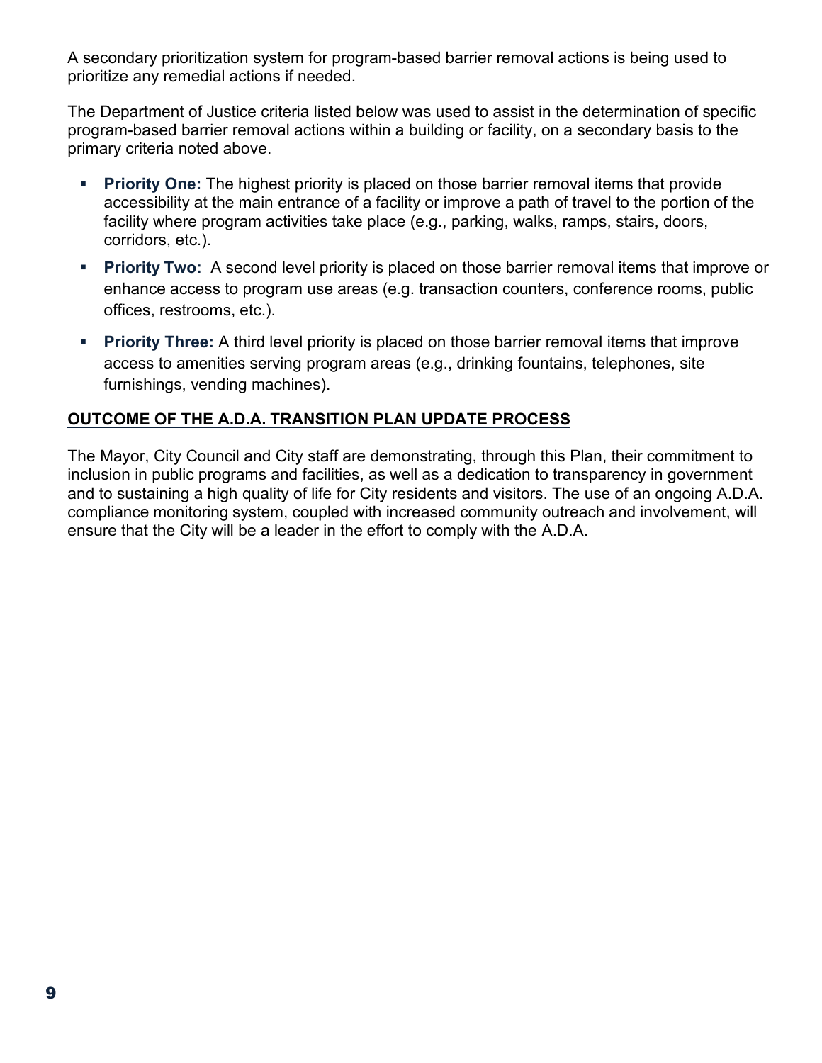A secondary prioritization system for program-based barrier removal actions is being used to prioritize any remedial actions if needed.

The Department of Justice criteria listed below was used to assist in the determination of specific program-based barrier removal actions within a building or facility, on a secondary basis to the primary criteria noted above.

- **Priority One:** The highest priority is placed on those barrier removal items that provide accessibility at the main entrance of a facility or improve a path of travel to the portion of the facility where program activities take place (e.g., parking, walks, ramps, stairs, doors, corridors, etc.).
- **Priority Two:** A second level priority is placed on those barrier removal items that improve or enhance access to program use areas (e.g. transaction counters, conference rooms, public offices, restrooms, etc.).
- **Priority Three:** A third level priority is placed on those barrier removal items that improve access to amenities serving program areas (e.g., drinking fountains, telephones, site furnishings, vending machines).

## OUTCOME OF THE A.D.A. TRANSITION PLAN UPDATE PROCESS

The Mayor, City Council and City staff are demonstrating, through this Plan, their commitment to inclusion in public programs and facilities, as well as a dedication to transparency in government and to sustaining a high quality of life for City residents and visitors. The use of an ongoing A.D.A. compliance monitoring system, coupled with increased community outreach and involvement, will ensure that the City will be a leader in the effort to comply with the A.D.A.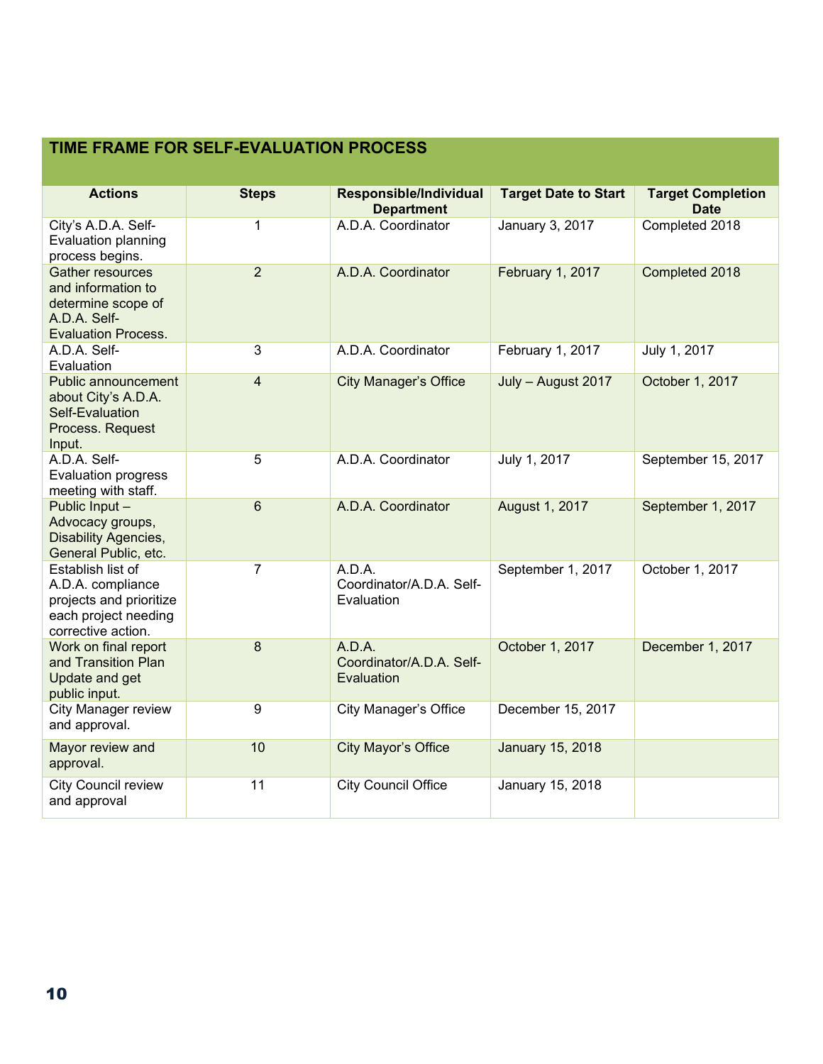## TIME FRAME FOR SELF-EVALUATION PROCESS

| Actions | Steps | Responsible/Individual Department | Target Date to Start | Target Completion Date |
|---|---|---|---|---|
| City's A.D.A. Self-Evaluation planning process begins. | 1 | A.D.A. Coordinator | January 3, 2017 | Completed 2018 |
| Gather resources and information to determine scope of A.D.A. Self-Evaluation Process. | 2 | A.D.A. Coordinator | February 1, 2017 | Completed 2018 |
| A.D.A. Self-Evaluation | 3 | A.D.A. Coordinator | February 1, 2017 | July 1, 2017 |
| Public announcement about City's A.D.A. Self-Evaluation Process. Request Input. | 4 | City Manager's Office | July – August 2017 | October 1, 2017 |
| A.D.A. Self-Evaluation progress meeting with staff. | 5 | A.D.A. Coordinator | July 1, 2017 | September 15, 2017 |
| Public Input – Advocacy groups, Disability Agencies, General Public, etc. | 6 | A.D.A. Coordinator | August 1, 2017 | September 1, 2017 |
| Establish list of A.D.A. compliance projects and prioritize each project needing corrective action. | 7 | A.D.A. Coordinator/A.D.A. Self-Evaluation | September 1, 2017 | October 1, 2017 |
| Work on final report and Transition Plan Update and get public input. | 8 | A.D.A. Coordinator/A.D.A. Self-Evaluation | October 1, 2017 | December 1, 2017 |
| City Manager review and approval. | 9 | City Manager's Office | December 15, 2017 | |
| Mayor review and approval. | 10 | City Mayor's Office | January 15, 2018 | |
| City Council review and approval | 11 | City Council Office | January 15, 2018 | |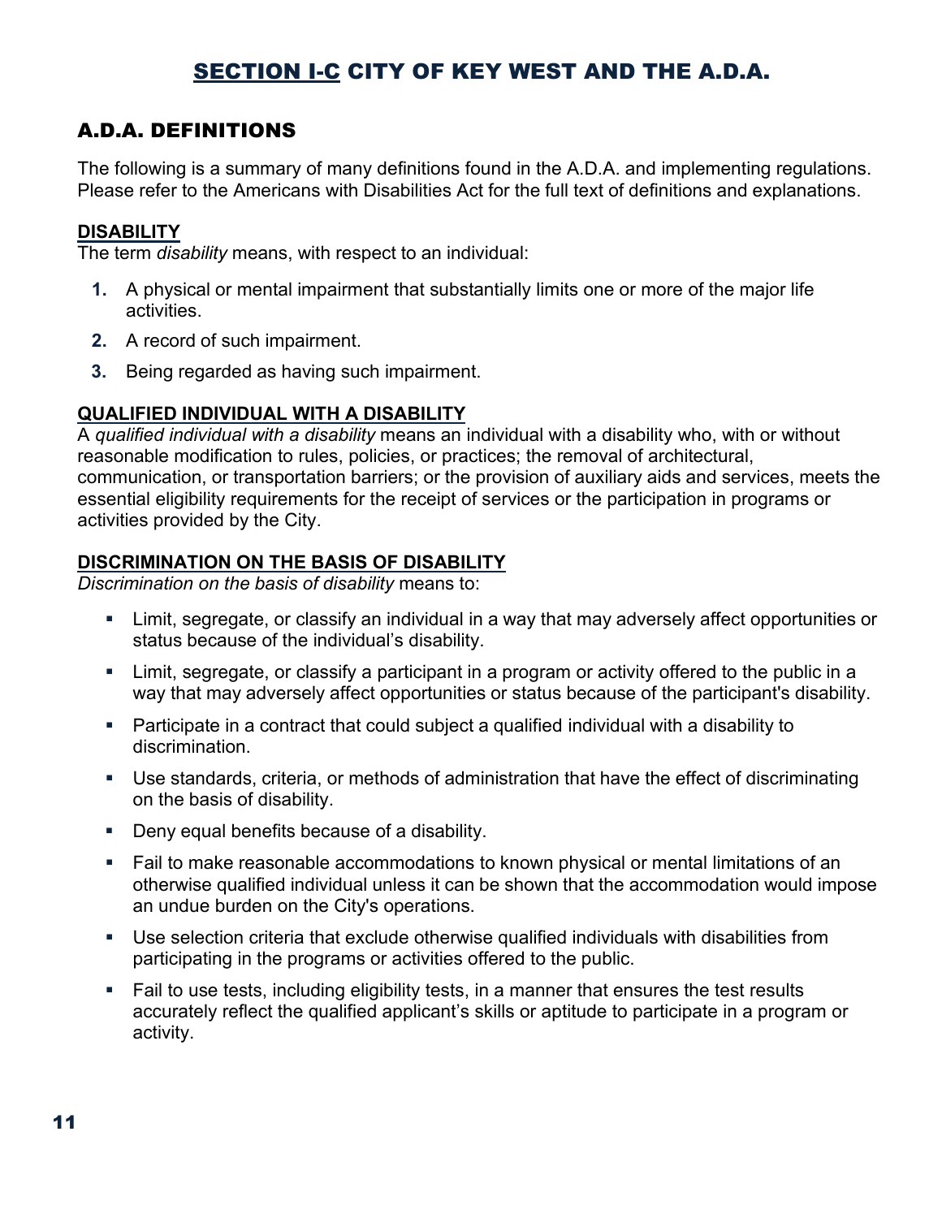# SECTION I-C CITY OF KEY WEST AND THE A.D.A.

## A.D.A. DEFINITIONS

The following is a summary of many definitions found in the A.D.A. and implementing regulations. Please refer to the Americans with Disabilities Act for the full text of definitions and explanations.

### DISABILITY

The term *disability* means, with respect to an individual:

1. A physical or mental impairment that substantially limits one or more of the major life activities.
2. A record of such impairment.
3. Being regarded as having such impairment.

### QUALIFIED INDIVIDUAL WITH A DISABILITY

A *qualified individual with a disability* means an individual with a disability who, with or without reasonable modification to rules, policies, or practices; the removal of architectural, communication, or transportation barriers; or the provision of auxiliary aids and services, meets the essential eligibility requirements for the receipt of services or the participation in programs or activities provided by the City.

### DISCRIMINATION ON THE BASIS OF DISABILITY

*Discrimination on the basis of disability* means to:

- Limit, segregate, or classify an individual in a way that may adversely affect opportunities or status because of the individual's disability.
- Limit, segregate, or classify a participant in a program or activity offered to the public in a way that may adversely affect opportunities or status because of the participant's disability.
- Participate in a contract that could subject a qualified individual with a disability to discrimination.
- Use standards, criteria, or methods of administration that have the effect of discriminating on the basis of disability.
- Deny equal benefits because of a disability.
- Fail to make reasonable accommodations to known physical or mental limitations of an otherwise qualified individual unless it can be shown that the accommodation would impose an undue burden on the City's operations.
- Use selection criteria that exclude otherwise qualified individuals with disabilities from participating in the programs or activities offered to the public.
- Fail to use tests, including eligibility tests, in a manner that ensures the test results accurately reflect the qualified applicant's skills or aptitude to participate in a program or activity.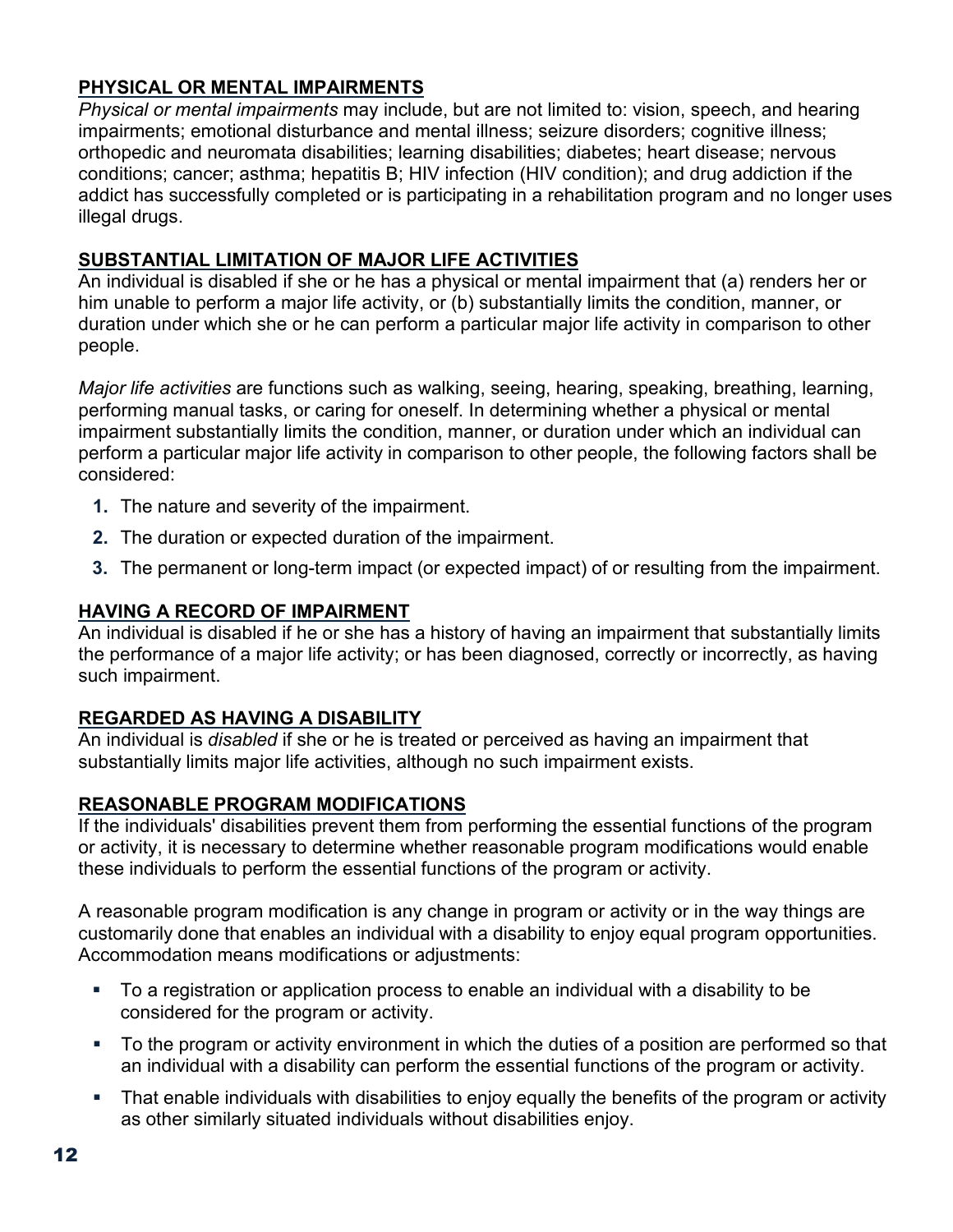## PHYSICAL OR MENTAL IMPAIRMENTS

*Physical or mental impairments* may include, but are not limited to: vision, speech, and hearing impairments; emotional disturbance and mental illness; seizure disorders; cognitive illness; orthopedic and neuromata disabilities; learning disabilities; diabetes; heart disease; nervous conditions; cancer; asthma; hepatitis B; HIV infection (HIV condition); and drug addiction if the addict has successfully completed or is participating in a rehabilitation program and no longer uses illegal drugs.

## SUBSTANTIAL LIMITATION OF MAJOR LIFE ACTIVITIES

An individual is disabled if she or he has a physical or mental impairment that (a) renders her or him unable to perform a major life activity, or (b) substantially limits the condition, manner, or duration under which she or he can perform a particular major life activity in comparison to other people.

*Major life activities* are functions such as walking, seeing, hearing, speaking, breathing, learning, performing manual tasks, or caring for oneself. In determining whether a physical or mental impairment substantially limits the condition, manner, or duration under which an individual can perform a particular major life activity in comparison to other people, the following factors shall be considered:

1. The nature and severity of the impairment.
2. The duration or expected duration of the impairment.
3. The permanent or long-term impact (or expected impact) of or resulting from the impairment.

## HAVING A RECORD OF IMPAIRMENT

An individual is disabled if he or she has a history of having an impairment that substantially limits the performance of a major life activity; or has been diagnosed, correctly or incorrectly, as having such impairment.

## REGARDED AS HAVING A DISABILITY

An individual is *disabled* if she or he is treated or perceived as having an impairment that substantially limits major life activities, although no such impairment exists.

## REASONABLE PROGRAM MODIFICATIONS

If the individuals' disabilities prevent them from performing the essential functions of the program or activity, it is necessary to determine whether reasonable program modifications would enable these individuals to perform the essential functions of the program or activity.

A reasonable program modification is any change in program or activity or in the way things are customarily done that enables an individual with a disability to enjoy equal program opportunities. Accommodation means modifications or adjustments:

- To a registration or application process to enable an individual with a disability to be considered for the program or activity.
- To the program or activity environment in which the duties of a position are performed so that an individual with a disability can perform the essential functions of the program or activity.
- That enable individuals with disabilities to enjoy equally the benefits of the program or activity as other similarly situated individuals without disabilities enjoy.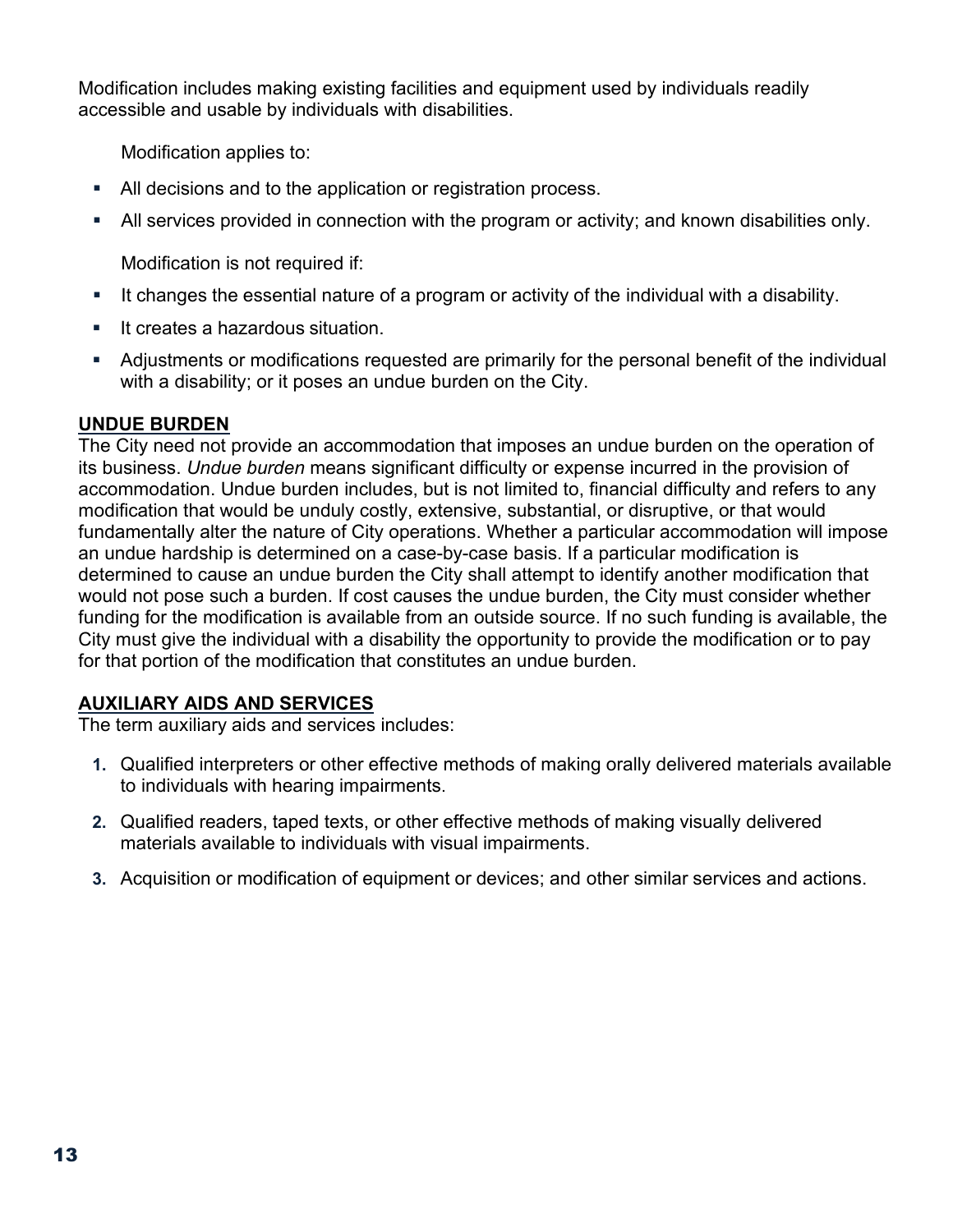Modification includes making existing facilities and equipment used by individuals readily accessible and usable by individuals with disabilities.

Modification applies to:

- All decisions and to the application or registration process.
- All services provided in connection with the program or activity; and known disabilities only.

Modification is not required if:

- It changes the essential nature of a program or activity of the individual with a disability.
- It creates a hazardous situation.
- Adjustments or modifications requested are primarily for the personal benefit of the individual with a disability; or it poses an undue burden on the City.

## UNDUE BURDEN

The City need not provide an accommodation that imposes an undue burden on the operation of its business. *Undue burden* means significant difficulty or expense incurred in the provision of accommodation. Undue burden includes, but is not limited to, financial difficulty and refers to any modification that would be unduly costly, extensive, substantial, or disruptive, or that would fundamentally alter the nature of City operations. Whether a particular accommodation will impose an undue hardship is determined on a case-by-case basis. If a particular modification is determined to cause an undue burden the City shall attempt to identify another modification that would not pose such a burden. If cost causes the undue burden, the City must consider whether funding for the modification is available from an outside source. If no such funding is available, the City must give the individual with a disability the opportunity to provide the modification or to pay for that portion of the modification that constitutes an undue burden.

## AUXILIARY AIDS AND SERVICES

The term auxiliary aids and services includes:

1. Qualified interpreters or other effective methods of making orally delivered materials available to individuals with hearing impairments.
2. Qualified readers, taped texts, or other effective methods of making visually delivered materials available to individuals with visual impairments.
3. Acquisition or modification of equipment or devices; and other similar services and actions.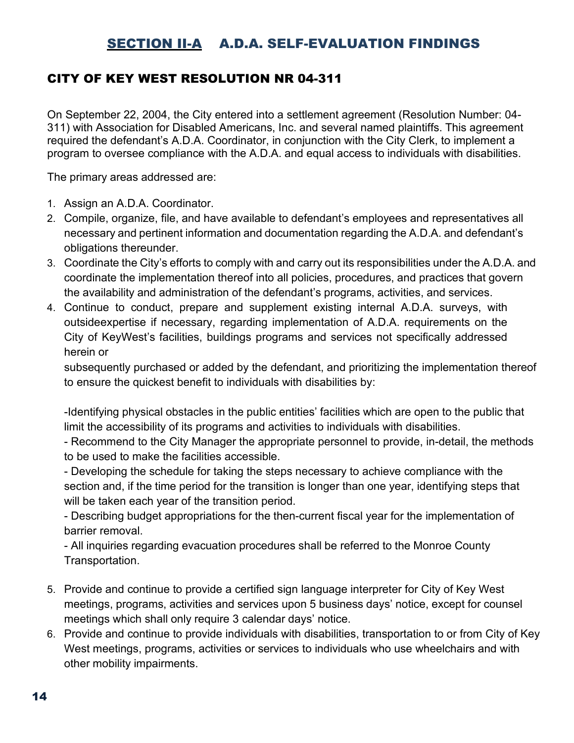## SECTION II-A A.D.A. SELF-EVALUATION FINDINGS

### CITY OF KEY WEST RESOLUTION NR 04-311

On September 22, 2004, the City entered into a settlement agreement (Resolution Number: 04-311) with Association for Disabled Americans, Inc. and several named plaintiffs. This agreement required the defendant's A.D.A. Coordinator, in conjunction with the City Clerk, to implement a program to oversee compliance with the A.D.A. and equal access to individuals with disabilities.

The primary areas addressed are:

1. Assign an A.D.A. Coordinator.
2. Compile, organize, file, and have available to defendant's employees and representatives all necessary and pertinent information and documentation regarding the A.D.A. and defendant's obligations thereunder.
3. Coordinate the City's efforts to comply with and carry out its responsibilities under the A.D.A. and coordinate the implementation thereof into all policies, procedures, and practices that govern the availability and administration of the defendant's programs, activities, and services.
4. Continue to conduct, prepare and supplement existing internal A.D.A. surveys, with outsideexpertise if necessary, regarding implementation of A.D.A. requirements on the City of KeyWest's facilities, buildings programs and services not specifically addressed herein or

   subsequently purchased or added by the defendant, and prioritizing the implementation thereof to ensure the quickest benefit to individuals with disabilities by:

   -Identifying physical obstacles in the public entities' facilities which are open to the public that limit the accessibility of its programs and activities to individuals with disabilities.
   - Recommend to the City Manager the appropriate personnel to provide, in-detail, the methods to be used to make the facilities accessible.
   - Developing the schedule for taking the steps necessary to achieve compliance with the section and, if the time period for the transition is longer than one year, identifying steps that will be taken each year of the transition period.
   - Describing budget appropriations for the then-current fiscal year for the implementation of barrier removal.
   - All inquiries regarding evacuation procedures shall be referred to the Monroe County Transportation.

5. Provide and continue to provide a certified sign language interpreter for City of Key West meetings, programs, activities and services upon 5 business days' notice, except for counsel meetings which shall only require 3 calendar days' notice.
6. Provide and continue to provide individuals with disabilities, transportation to or from City of Key West meetings, programs, activities or services to individuals who use wheelchairs and with other mobility impairments.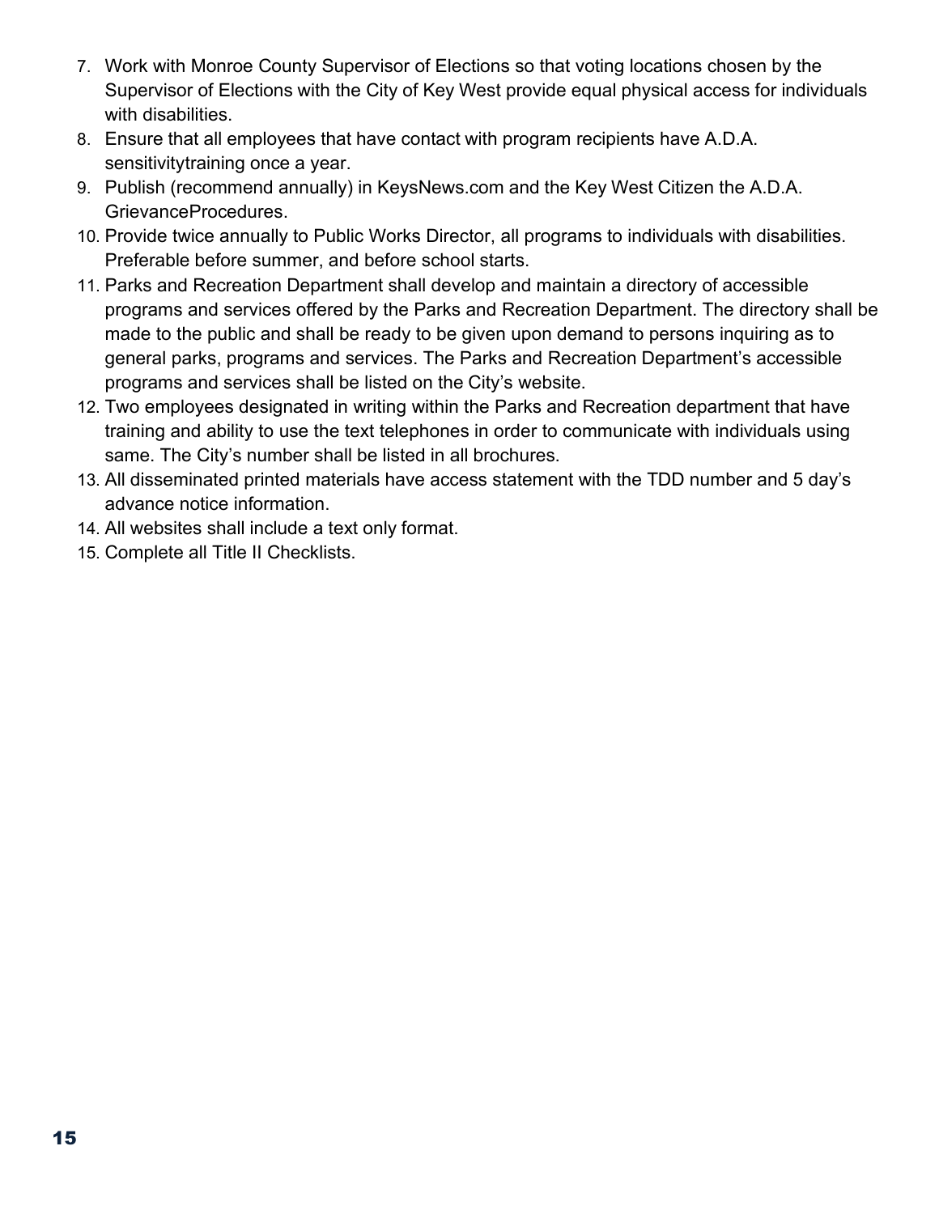7. Work with Monroe County Supervisor of Elections so that voting locations chosen by the Supervisor of Elections with the City of Key West provide equal physical access for individuals with disabilities.
8. Ensure that all employees that have contact with program recipients have A.D.A. sensitivitytraining once a year.
9. Publish (recommend annually) in KeysNews.com and the Key West Citizen the A.D.A. GrievanceProcedures.
10. Provide twice annually to Public Works Director, all programs to individuals with disabilities. Preferable before summer, and before school starts.
11. Parks and Recreation Department shall develop and maintain a directory of accessible programs and services offered by the Parks and Recreation Department. The directory shall be made to the public and shall be ready to be given upon demand to persons inquiring as to general parks, programs and services. The Parks and Recreation Department's accessible programs and services shall be listed on the City's website.
12. Two employees designated in writing within the Parks and Recreation department that have training and ability to use the text telephones in order to communicate with individuals using same. The City's number shall be listed in all brochures.
13. All disseminated printed materials have access statement with the TDD number and 5 day's advance notice information.
14. All websites shall include a text only format.
15. Complete all Title II Checklists.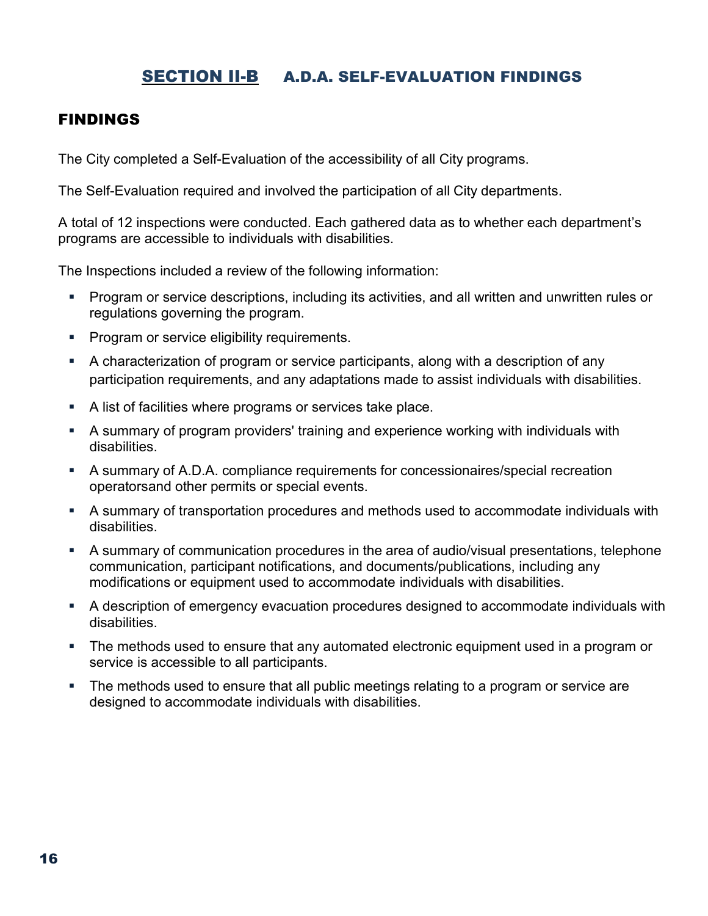## SECTION II-B A.D.A. SELF-EVALUATION FINDINGS

### FINDINGS

The City completed a Self-Evaluation of the accessibility of all City programs.

The Self-Evaluation required and involved the participation of all City departments.

A total of 12 inspections were conducted. Each gathered data as to whether each department's programs are accessible to individuals with disabilities.

The Inspections included a review of the following information:

- Program or service descriptions, including its activities, and all written and unwritten rules or regulations governing the program.
- Program or service eligibility requirements.
- A characterization of program or service participants, along with a description of any participation requirements, and any adaptations made to assist individuals with disabilities.
- A list of facilities where programs or services take place.
- A summary of program providers' training and experience working with individuals with disabilities.
- A summary of A.D.A. compliance requirements for concessionaires/special recreation operatorsand other permits or special events.
- A summary of transportation procedures and methods used to accommodate individuals with disabilities.
- A summary of communication procedures in the area of audio/visual presentations, telephone communication, participant notifications, and documents/publications, including any modifications or equipment used to accommodate individuals with disabilities.
- A description of emergency evacuation procedures designed to accommodate individuals with disabilities.
- The methods used to ensure that any automated electronic equipment used in a program or service is accessible to all participants.
- The methods used to ensure that all public meetings relating to a program or service are designed to accommodate individuals with disabilities.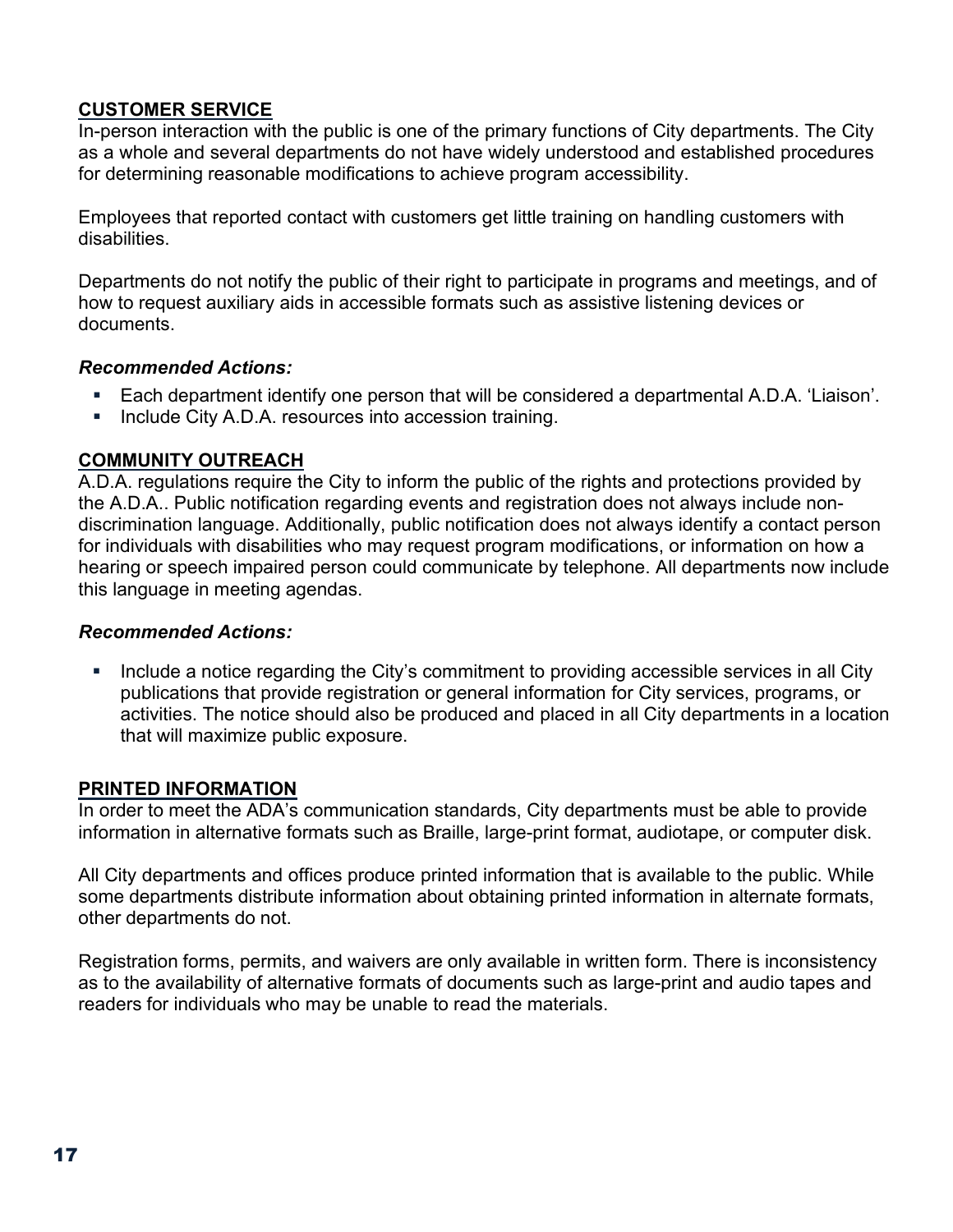## CUSTOMER SERVICE

In-person interaction with the public is one of the primary functions of City departments. The City as a whole and several departments do not have widely understood and established procedures for determining reasonable modifications to achieve program accessibility.

Employees that reported contact with customers get little training on handling customers with disabilities.

Departments do not notify the public of their right to participate in programs and meetings, and of how to request auxiliary aids in accessible formats such as assistive listening devices or documents.

***Recommended Actions:***

- Each department identify one person that will be considered a departmental A.D.A. 'Liaison'.
- Include City A.D.A. resources into accession training.

## COMMUNITY OUTREACH

A.D.A. regulations require the City to inform the public of the rights and protections provided by the A.D.A.. Public notification regarding events and registration does not always include non-discrimination language. Additionally, public notification does not always identify a contact person for individuals with disabilities who may request program modifications, or information on how a hearing or speech impaired person could communicate by telephone. All departments now include this language in meeting agendas.

***Recommended Actions:***

- Include a notice regarding the City's commitment to providing accessible services in all City publications that provide registration or general information for City services, programs, or activities. The notice should also be produced and placed in all City departments in a location that will maximize public exposure.

## PRINTED INFORMATION

In order to meet the ADA's communication standards, City departments must be able to provide information in alternative formats such as Braille, large-print format, audiotape, or computer disk.

All City departments and offices produce printed information that is available to the public. While some departments distribute information about obtaining printed information in alternate formats, other departments do not.

Registration forms, permits, and waivers are only available in written form. There is inconsistency as to the availability of alternative formats of documents such as large-print and audio tapes and readers for individuals who may be unable to read the materials.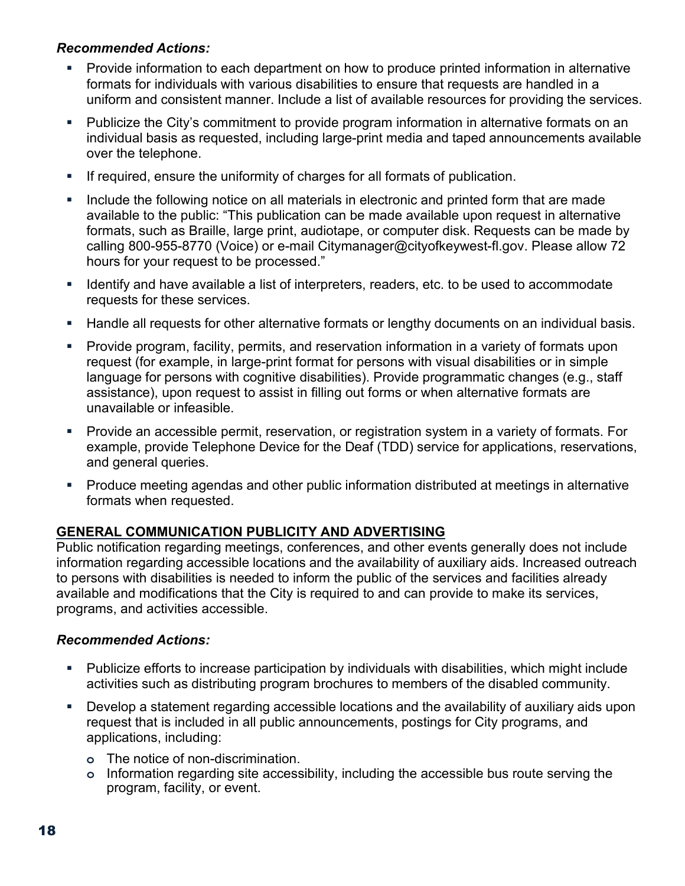***Recommended Actions:***

- Provide information to each department on how to produce printed information in alternative formats for individuals with various disabilities to ensure that requests are handled in a uniform and consistent manner. Include a list of available resources for providing the services.
- Publicize the City's commitment to provide program information in alternative formats on an individual basis as requested, including large-print media and taped announcements available over the telephone.
- If required, ensure the uniformity of charges for all formats of publication.
- Include the following notice on all materials in electronic and printed form that are made available to the public: "This publication can be made available upon request in alternative formats, such as Braille, large print, audiotape, or computer disk. Requests can be made by calling 800-955-8770 (Voice) or e-mail Citymanager@cityofkeywest-fl.gov. Please allow 72 hours for your request to be processed."
- Identify and have available a list of interpreters, readers, etc. to be used to accommodate requests for these services.
- Handle all requests for other alternative formats or lengthy documents on an individual basis.
- Provide program, facility, permits, and reservation information in a variety of formats upon request (for example, in large-print format for persons with visual disabilities or in simple language for persons with cognitive disabilities). Provide programmatic changes (e.g., staff assistance), upon request to assist in filling out forms or when alternative formats are unavailable or infeasible.
- Provide an accessible permit, reservation, or registration system in a variety of formats. For example, provide Telephone Device for the Deaf (TDD) service for applications, reservations, and general queries.
- Produce meeting agendas and other public information distributed at meetings in alternative formats when requested.

**GENERAL COMMUNICATION PUBLICITY AND ADVERTISING**

Public notification regarding meetings, conferences, and other events generally does not include information regarding accessible locations and the availability of auxiliary aids. Increased outreach to persons with disabilities is needed to inform the public of the services and facilities already available and modifications that the City is required to and can provide to make its services, programs, and activities accessible.

***Recommended Actions:***

- Publicize efforts to increase participation by individuals with disabilities, which might include activities such as distributing program brochures to members of the disabled community.
- Develop a statement regarding accessible locations and the availability of auxiliary aids upon request that is included in all public announcements, postings for City programs, and applications, including:
  - The notice of non-discrimination.
  - Information regarding site accessibility, including the accessible bus route serving the program, facility, or event.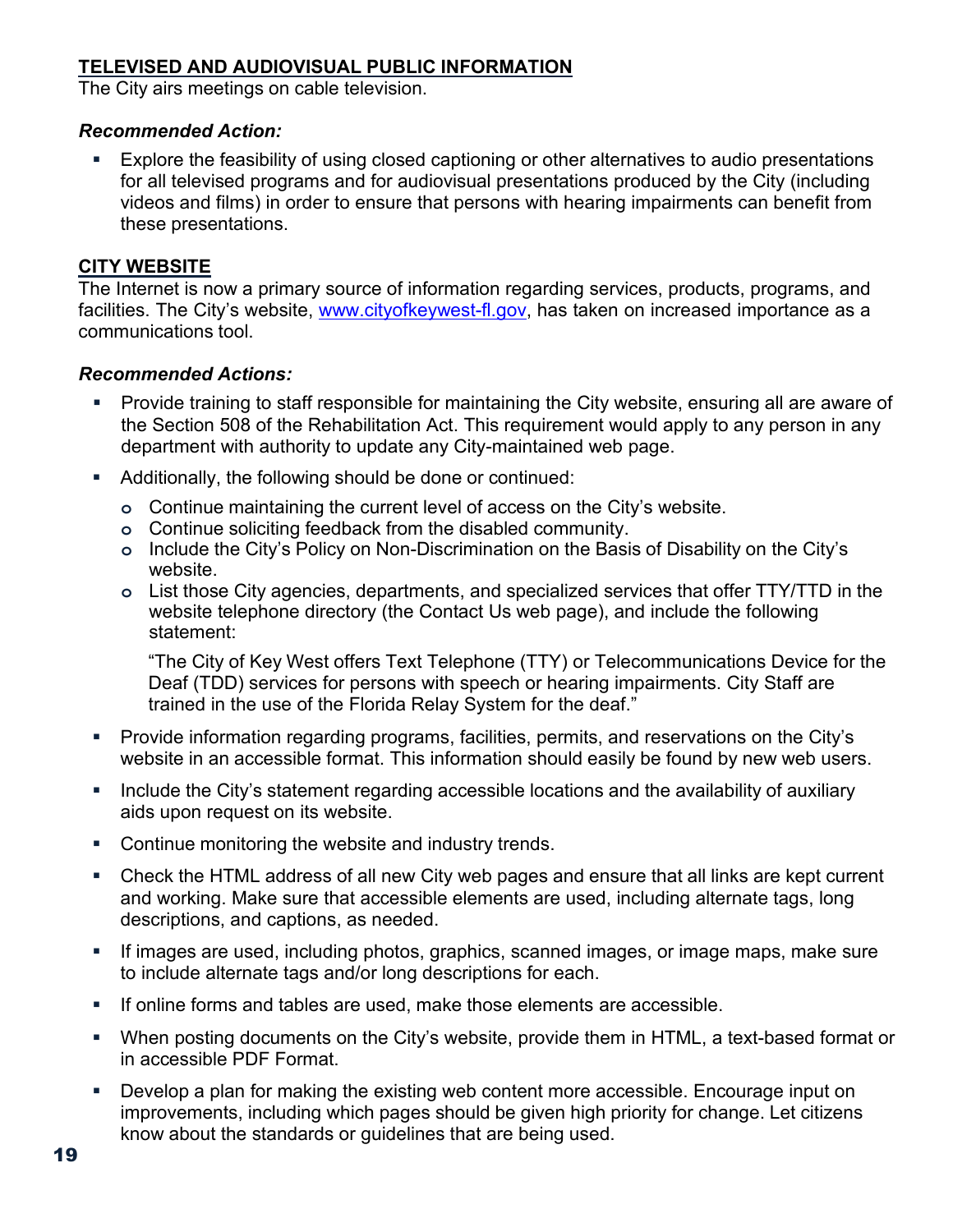## TELEVISED AND AUDIOVISUAL PUBLIC INFORMATION

The City airs meetings on cable television.

***Recommended Action:***

- Explore the feasibility of using closed captioning or other alternatives to audio presentations for all televised programs and for audiovisual presentations produced by the City (including videos and films) in order to ensure that persons with hearing impairments can benefit from these presentations.

## CITY WEBSITE

The Internet is now a primary source of information regarding services, products, programs, and facilities. The City's website, www.cityofkeywest-fl.gov, has taken on increased importance as a communications tool.

***Recommended Actions:***

- Provide training to staff responsible for maintaining the City website, ensuring all are aware of the Section 508 of the Rehabilitation Act. This requirement would apply to any person in any department with authority to update any City-maintained web page.
- Additionally, the following should be done or continued:
  - Continue maintaining the current level of access on the City's website.
  - Continue soliciting feedback from the disabled community.
  - Include the City's Policy on Non-Discrimination on the Basis of Disability on the City's website.
  - List those City agencies, departments, and specialized services that offer TTY/TTD in the website telephone directory (the Contact Us web page), and include the following statement:

    "The City of Key West offers Text Telephone (TTY) or Telecommunications Device for the Deaf (TDD) services for persons with speech or hearing impairments. City Staff are trained in the use of the Florida Relay System for the deaf."
- Provide information regarding programs, facilities, permits, and reservations on the City's website in an accessible format. This information should easily be found by new web users.
- Include the City's statement regarding accessible locations and the availability of auxiliary aids upon request on its website.
- Continue monitoring the website and industry trends.
- Check the HTML address of all new City web pages and ensure that all links are kept current and working. Make sure that accessible elements are used, including alternate tags, long descriptions, and captions, as needed.
- If images are used, including photos, graphics, scanned images, or image maps, make sure to include alternate tags and/or long descriptions for each.
- If online forms and tables are used, make those elements are accessible.
- When posting documents on the City's website, provide them in HTML, a text-based format or in accessible PDF Format.
- Develop a plan for making the existing web content more accessible. Encourage input on improvements, including which pages should be given high priority for change. Let citizens know about the standards or guidelines that are being used.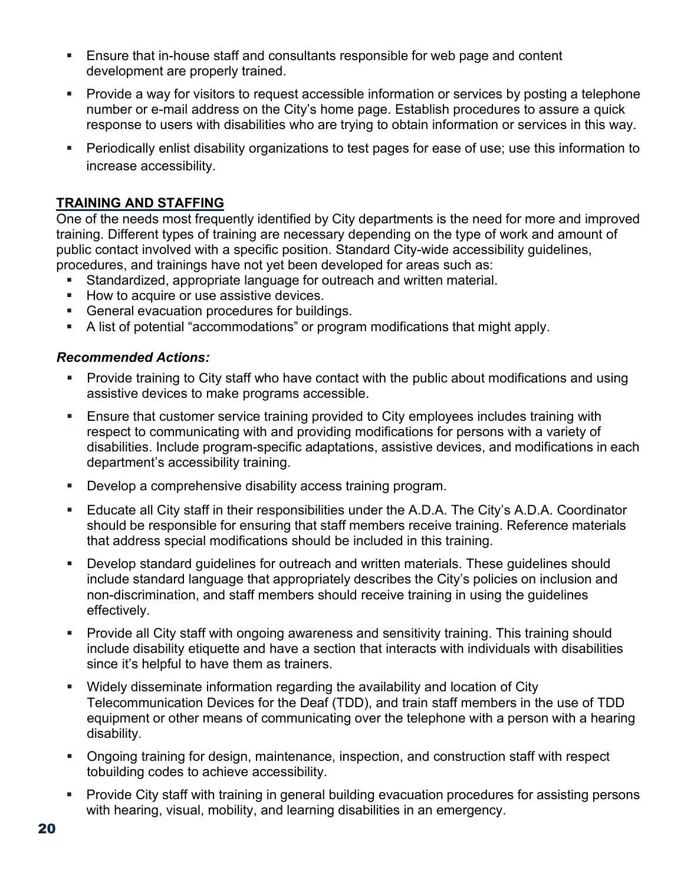- Ensure that in-house staff and consultants responsible for web page and content development are properly trained.
- Provide a way for visitors to request accessible information or services by posting a telephone number or e-mail address on the City's home page. Establish procedures to assure a quick response to users with disabilities who are trying to obtain information or services in this way.
- Periodically enlist disability organizations to test pages for ease of use; use this information to increase accessibility.

**TRAINING AND STAFFING**

One of the needs most frequently identified by City departments is the need for more and improved training. Different types of training are necessary depending on the type of work and amount of public contact involved with a specific position. Standard City-wide accessibility guidelines, procedures, and trainings have not yet been developed for areas such as:

- Standardized, appropriate language for outreach and written material.
- How to acquire or use assistive devices.
- General evacuation procedures for buildings.
- A list of potential "accommodations" or program modifications that might apply.

***Recommended Actions:***

- Provide training to City staff who have contact with the public about modifications and using assistive devices to make programs accessible.
- Ensure that customer service training provided to City employees includes training with respect to communicating with and providing modifications for persons with a variety of disabilities. Include program-specific adaptations, assistive devices, and modifications in each department's accessibility training.
- Develop a comprehensive disability access training program.
- Educate all City staff in their responsibilities under the A.D.A. The City's A.D.A. Coordinator should be responsible for ensuring that staff members receive training. Reference materials that address special modifications should be included in this training.
- Develop standard guidelines for outreach and written materials. These guidelines should include standard language that appropriately describes the City's policies on inclusion and non-discrimination, and staff members should receive training in using the guidelines effectively.
- Provide all City staff with ongoing awareness and sensitivity training. This training should include disability etiquette and have a section that interacts with individuals with disabilities since it's helpful to have them as trainers.
- Widely disseminate information regarding the availability and location of City Telecommunication Devices for the Deaf (TDD), and train staff members in the use of TDD equipment or other means of communicating over the telephone with a person with a hearing disability.
- Ongoing training for design, maintenance, inspection, and construction staff with respect tobuilding codes to achieve accessibility.
- Provide City staff with training in general building evacuation procedures for assisting persons with hearing, visual, mobility, and learning disabilities in an emergency.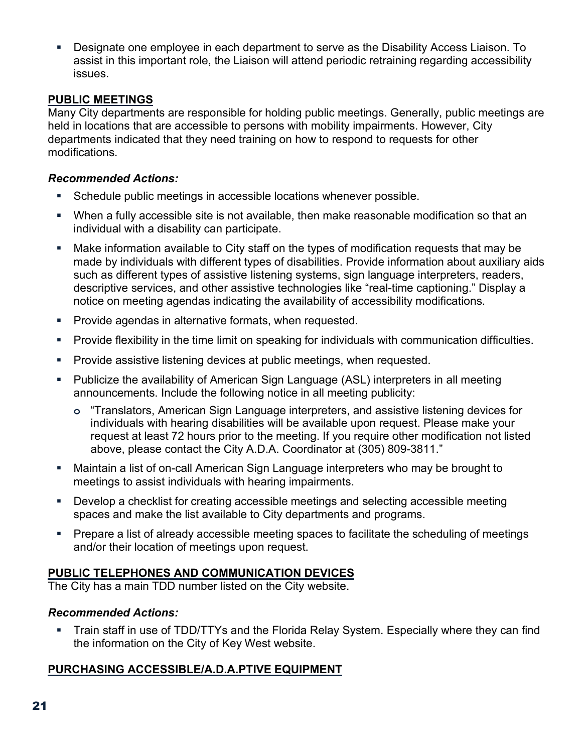- Designate one employee in each department to serve as the Disability Access Liaison. To assist in this important role, the Liaison will attend periodic retraining regarding accessibility issues.

## PUBLIC MEETINGS

Many City departments are responsible for holding public meetings. Generally, public meetings are held in locations that are accessible to persons with mobility impairments. However, City departments indicated that they need training on how to respond to requests for other modifications.

***Recommended Actions:***

- Schedule public meetings in accessible locations whenever possible.
- When a fully accessible site is not available, then make reasonable modification so that an individual with a disability can participate.
- Make information available to City staff on the types of modification requests that may be made by individuals with different types of disabilities. Provide information about auxiliary aids such as different types of assistive listening systems, sign language interpreters, readers, descriptive services, and other assistive technologies like "real-time captioning." Display a notice on meeting agendas indicating the availability of accessibility modifications.
- Provide agendas in alternative formats, when requested.
- Provide flexibility in the time limit on speaking for individuals with communication difficulties.
- Provide assistive listening devices at public meetings, when requested.
- Publicize the availability of American Sign Language (ASL) interpreters in all meeting announcements. Include the following notice in all meeting publicity:
  - "Translators, American Sign Language interpreters, and assistive listening devices for individuals with hearing disabilities will be available upon request. Please make your request at least 72 hours prior to the meeting. If you require other modification not listed above, please contact the City A.D.A. Coordinator at (305) 809-3811."
- Maintain a list of on-call American Sign Language interpreters who may be brought to meetings to assist individuals with hearing impairments.
- Develop a checklist for creating accessible meetings and selecting accessible meeting spaces and make the list available to City departments and programs.
- Prepare a list of already accessible meeting spaces to facilitate the scheduling of meetings and/or their location of meetings upon request.

## PUBLIC TELEPHONES AND COMMUNICATION DEVICES

The City has a main TDD number listed on the City website.

***Recommended Actions:***

- Train staff in use of TDD/TTYs and the Florida Relay System. Especially where they can find the information on the City of Key West website.

## PURCHASING ACCESSIBLE/A.D.A.PTIVE EQUIPMENT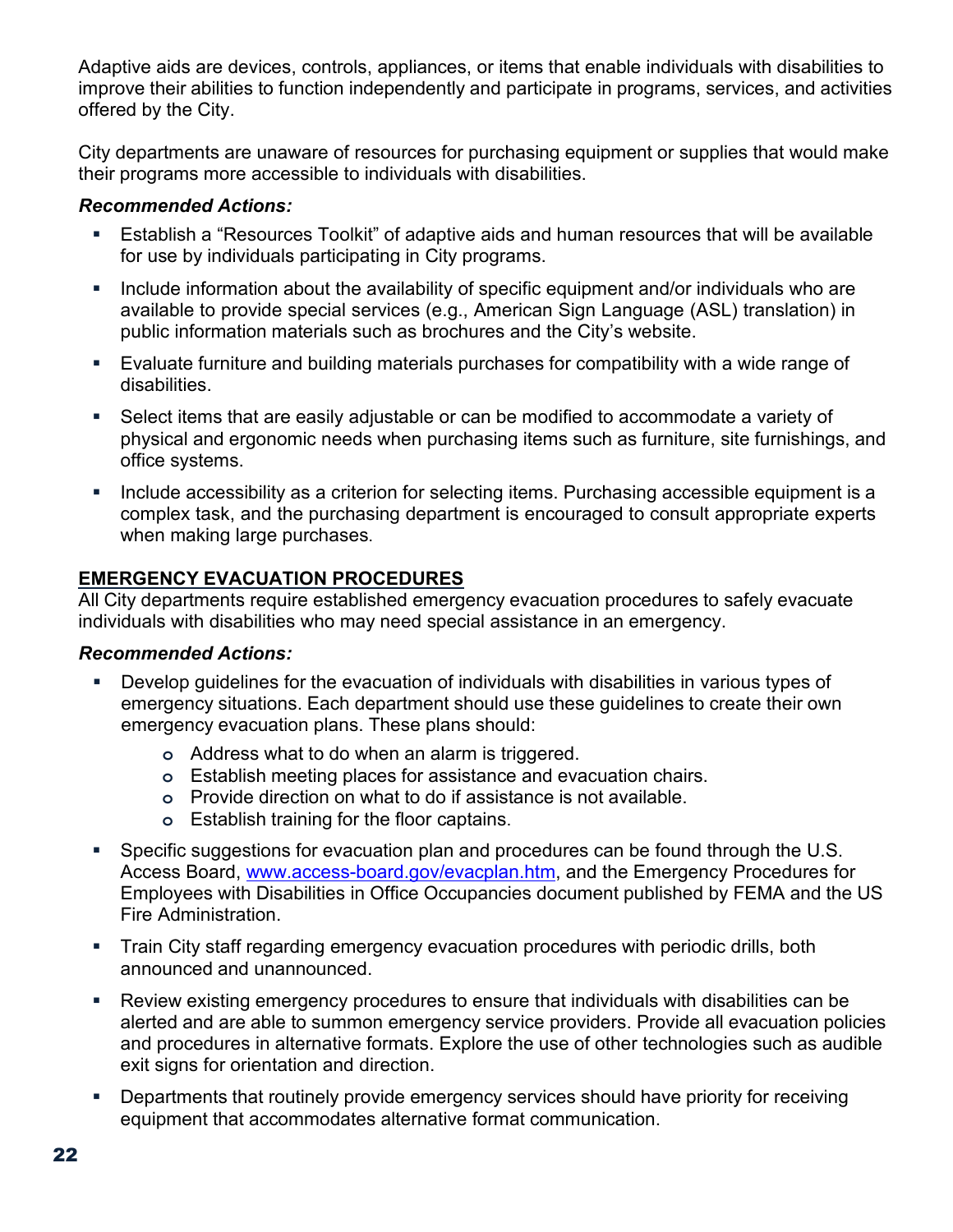Adaptive aids are devices, controls, appliances, or items that enable individuals with disabilities to improve their abilities to function independently and participate in programs, services, and activities offered by the City.

City departments are unaware of resources for purchasing equipment or supplies that would make their programs more accessible to individuals with disabilities.

***Recommended Actions:***

- Establish a "Resources Toolkit" of adaptive aids and human resources that will be available for use by individuals participating in City programs.
- Include information about the availability of specific equipment and/or individuals who are available to provide special services (e.g., American Sign Language (ASL) translation) in public information materials such as brochures and the City's website.
- Evaluate furniture and building materials purchases for compatibility with a wide range of disabilities.
- Select items that are easily adjustable or can be modified to accommodate a variety of physical and ergonomic needs when purchasing items such as furniture, site furnishings, and office systems.
- Include accessibility as a criterion for selecting items. Purchasing accessible equipment is a complex task, and the purchasing department is encouraged to consult appropriate experts when making large purchases.

## EMERGENCY EVACUATION PROCEDURES

All City departments require established emergency evacuation procedures to safely evacuate individuals with disabilities who may need special assistance in an emergency.

***Recommended Actions:***

- Develop guidelines for the evacuation of individuals with disabilities in various types of emergency situations. Each department should use these guidelines to create their own emergency evacuation plans. These plans should:
  - Address what to do when an alarm is triggered.
  - Establish meeting places for assistance and evacuation chairs.
  - Provide direction on what to do if assistance is not available.
  - Establish training for the floor captains.
- Specific suggestions for evacuation plan and procedures can be found through the U.S. Access Board, www.access-board.gov/evacplan.htm, and the Emergency Procedures for Employees with Disabilities in Office Occupancies document published by FEMA and the US Fire Administration.
- Train City staff regarding emergency evacuation procedures with periodic drills, both announced and unannounced.
- Review existing emergency procedures to ensure that individuals with disabilities can be alerted and are able to summon emergency service providers. Provide all evacuation policies and procedures in alternative formats. Explore the use of other technologies such as audible exit signs for orientation and direction.
- Departments that routinely provide emergency services should have priority for receiving equipment that accommodates alternative format communication.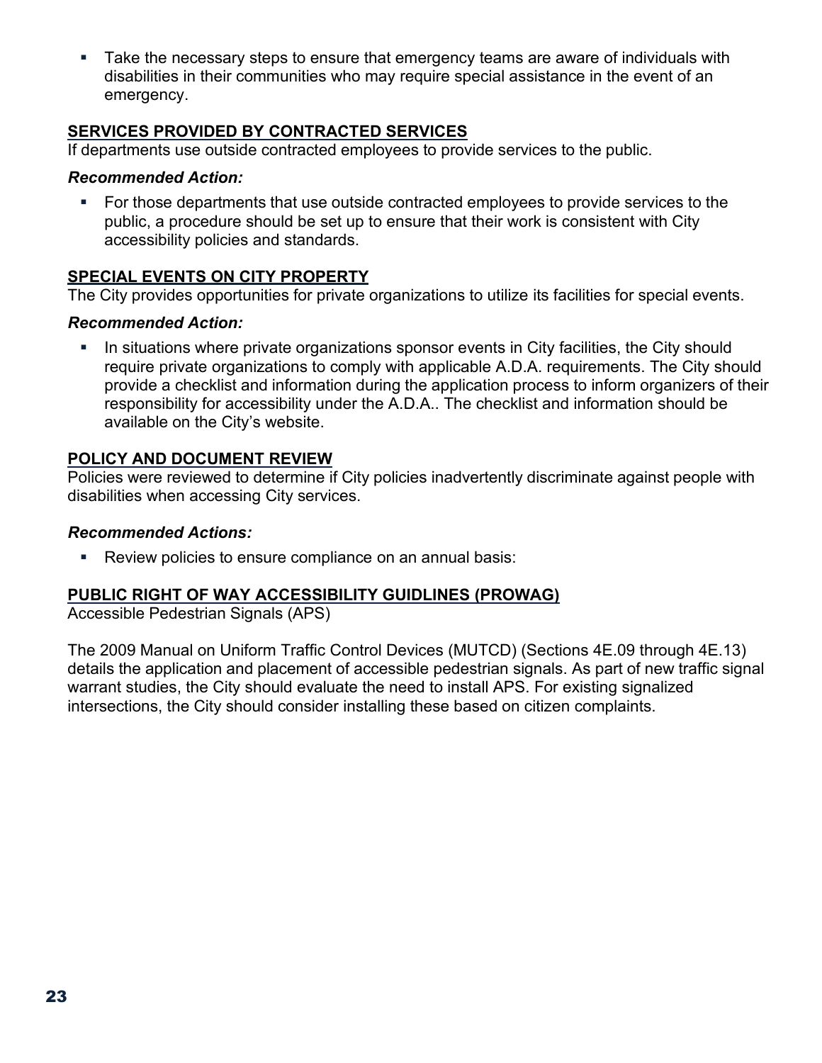- Take the necessary steps to ensure that emergency teams are aware of individuals with disabilities in their communities who may require special assistance in the event of an emergency.

**SERVICES PROVIDED BY CONTRACTED SERVICES**

If departments use outside contracted employees to provide services to the public.

***Recommended Action:***

- For those departments that use outside contracted employees to provide services to the public, a procedure should be set up to ensure that their work is consistent with City accessibility policies and standards.

**SPECIAL EVENTS ON CITY PROPERTY**

The City provides opportunities for private organizations to utilize its facilities for special events.

***Recommended Action:***

- In situations where private organizations sponsor events in City facilities, the City should require private organizations to comply with applicable A.D.A. requirements. The City should provide a checklist and information during the application process to inform organizers of their responsibility for accessibility under the A.D.A.. The checklist and information should be available on the City's website.

**POLICY AND DOCUMENT REVIEW**

Policies were reviewed to determine if City policies inadvertently discriminate against people with disabilities when accessing City services.

***Recommended Actions:***

- Review policies to ensure compliance on an annual basis:

**PUBLIC RIGHT OF WAY ACCESSIBILITY GUIDLINES (PROWAG)**

Accessible Pedestrian Signals (APS)

The 2009 Manual on Uniform Traffic Control Devices (MUTCD) (Sections 4E.09 through 4E.13) details the application and placement of accessible pedestrian signals. As part of new traffic signal warrant studies, the City should evaluate the need to install APS. For existing signalized intersections, the City should consider installing these based on citizen complaints.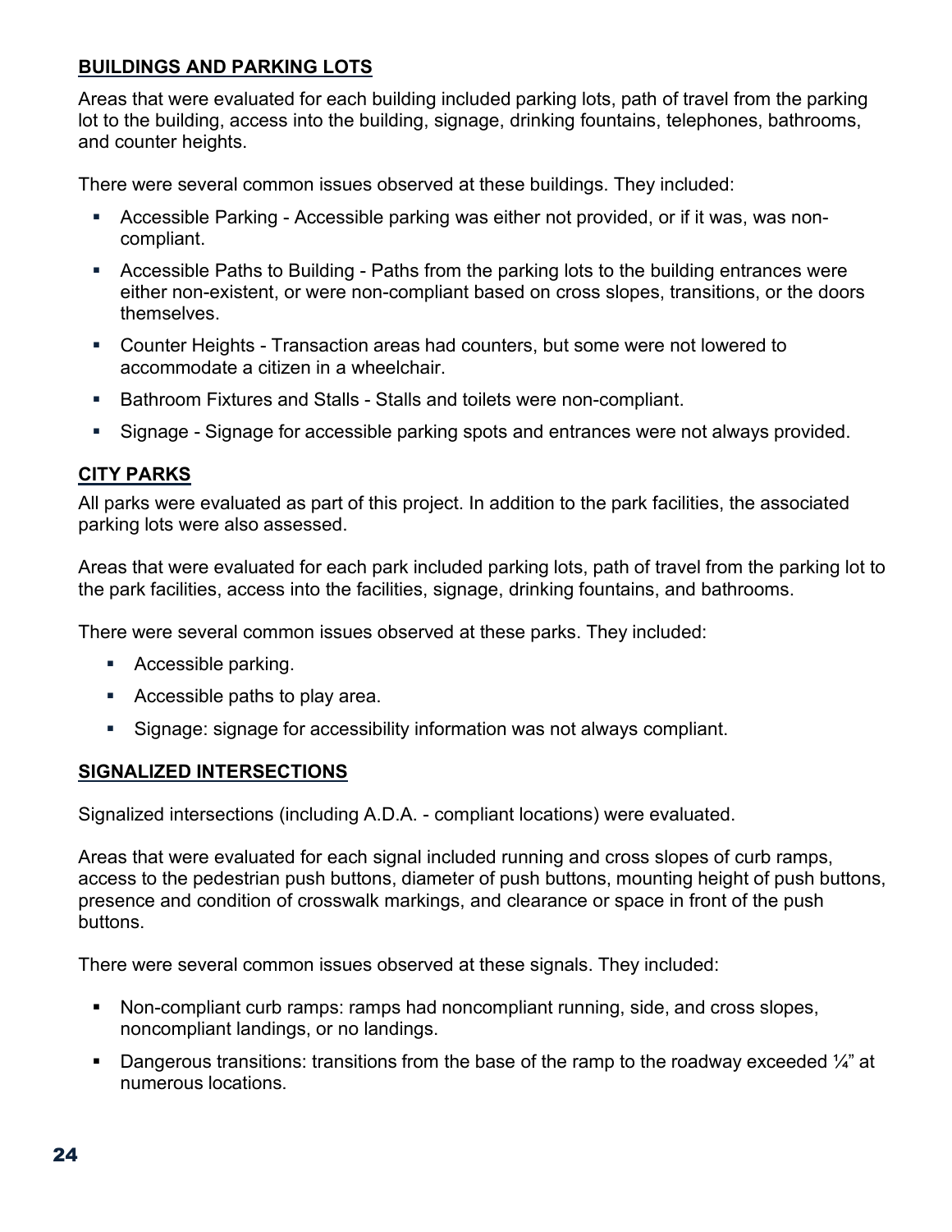## BUILDINGS AND PARKING LOTS

Areas that were evaluated for each building included parking lots, path of travel from the parking lot to the building, access into the building, signage, drinking fountains, telephones, bathrooms, and counter heights.

There were several common issues observed at these buildings. They included:

- Accessible Parking - Accessible parking was either not provided, or if it was, was non-compliant.
- Accessible Paths to Building - Paths from the parking lots to the building entrances were either non-existent, or were non-compliant based on cross slopes, transitions, or the doors themselves.
- Counter Heights - Transaction areas had counters, but some were not lowered to accommodate a citizen in a wheelchair.
- Bathroom Fixtures and Stalls - Stalls and toilets were non-compliant.
- Signage - Signage for accessible parking spots and entrances were not always provided.

## CITY PARKS

All parks were evaluated as part of this project. In addition to the park facilities, the associated parking lots were also assessed.

Areas that were evaluated for each park included parking lots, path of travel from the parking lot to the park facilities, access into the facilities, signage, drinking fountains, and bathrooms.

There were several common issues observed at these parks. They included:

- Accessible parking.
- Accessible paths to play area.
- Signage: signage for accessibility information was not always compliant.

## SIGNALIZED INTERSECTIONS

Signalized intersections (including A.D.A. - compliant locations) were evaluated.

Areas that were evaluated for each signal included running and cross slopes of curb ramps, access to the pedestrian push buttons, diameter of push buttons, mounting height of push buttons, presence and condition of crosswalk markings, and clearance or space in front of the push buttons.

There were several common issues observed at these signals. They included:

- Non-compliant curb ramps: ramps had noncompliant running, side, and cross slopes, noncompliant landings, or no landings.
- Dangerous transitions: transitions from the base of the ramp to the roadway exceeded ¼" at numerous locations.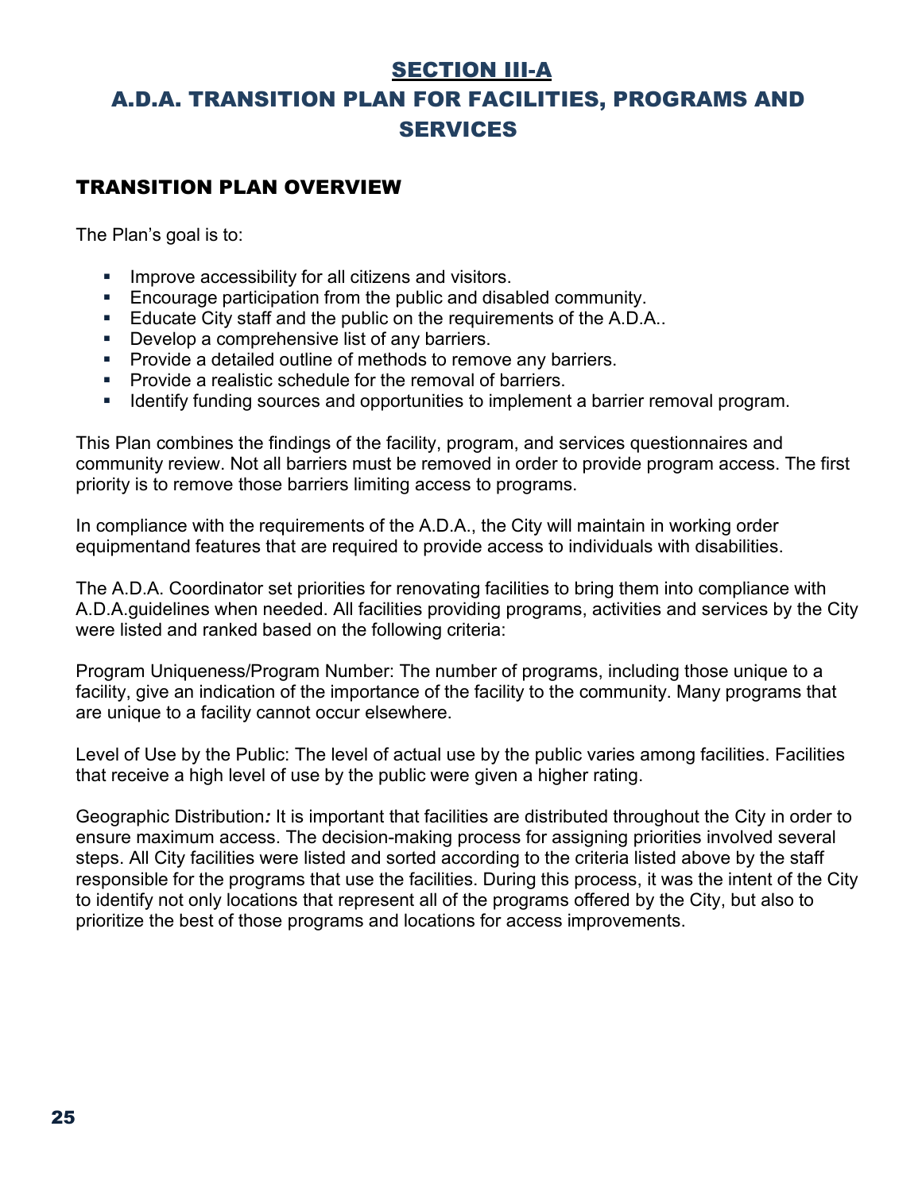# SECTION III-A

# A.D.A. TRANSITION PLAN FOR FACILITIES, PROGRAMS AND SERVICES

## TRANSITION PLAN OVERVIEW

The Plan's goal is to:

- Improve accessibility for all citizens and visitors.
- Encourage participation from the public and disabled community.
- Educate City staff and the public on the requirements of the A.D.A..
- Develop a comprehensive list of any barriers.
- Provide a detailed outline of methods to remove any barriers.
- Provide a realistic schedule for the removal of barriers.
- Identify funding sources and opportunities to implement a barrier removal program.

This Plan combines the findings of the facility, program, and services questionnaires and community review. Not all barriers must be removed in order to provide program access. The first priority is to remove those barriers limiting access to programs.

In compliance with the requirements of the A.D.A., the City will maintain in working order equipmentand features that are required to provide access to individuals with disabilities.

The A.D.A. Coordinator set priorities for renovating facilities to bring them into compliance with A.D.A.guidelines when needed. All facilities providing programs, activities and services by the City were listed and ranked based on the following criteria:

Program Uniqueness/Program Number: The number of programs, including those unique to a facility, give an indication of the importance of the facility to the community. Many programs that are unique to a facility cannot occur elsewhere.

Level of Use by the Public: The level of actual use by the public varies among facilities. Facilities that receive a high level of use by the public were given a higher rating.

Geographic Distribution*:* It is important that facilities are distributed throughout the City in order to ensure maximum access. The decision-making process for assigning priorities involved several steps. All City facilities were listed and sorted according to the criteria listed above by the staff responsible for the programs that use the facilities. During this process, it was the intent of the City to identify not only locations that represent all of the programs offered by the City, but also to prioritize the best of those programs and locations for access improvements.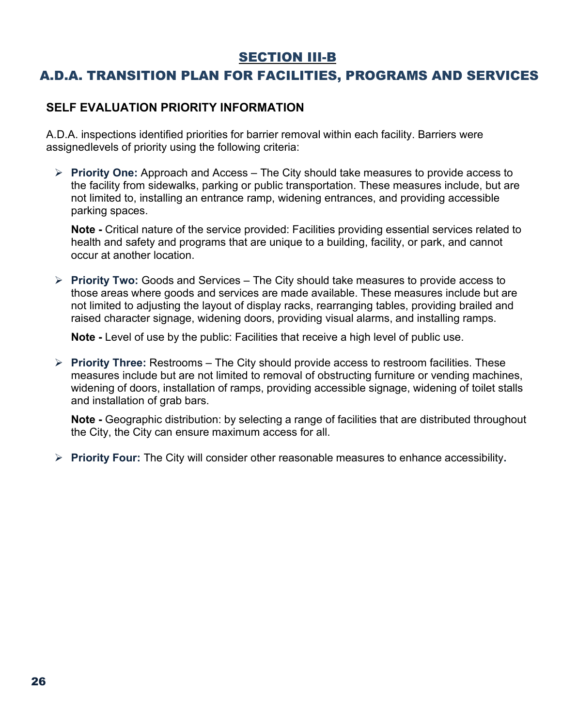## SECTION III-B

## A.D.A. TRANSITION PLAN FOR FACILITIES, PROGRAMS AND SERVICES

### SELF EVALUATION PRIORITY INFORMATION

A.D.A. inspections identified priorities for barrier removal within each facility. Barriers were assignedlevels of priority using the following criteria:

- **Priority One:** Approach and Access – The City should take measures to provide access to the facility from sidewalks, parking or public transportation. These measures include, but are not limited to, installing an entrance ramp, widening entrances, and providing accessible parking spaces.

  **Note -** Critical nature of the service provided: Facilities providing essential services related to health and safety and programs that are unique to a building, facility, or park, and cannot occur at another location.

- **Priority Two:** Goods and Services – The City should take measures to provide access to those areas where goods and services are made available. These measures include but are not limited to adjusting the layout of display racks, rearranging tables, providing brailed and raised character signage, widening doors, providing visual alarms, and installing ramps.

  **Note -** Level of use by the public: Facilities that receive a high level of public use.

- **Priority Three:** Restrooms – The City should provide access to restroom facilities. These measures include but are not limited to removal of obstructing furniture or vending machines, widening of doors, installation of ramps, providing accessible signage, widening of toilet stalls and installation of grab bars.

  **Note -** Geographic distribution: by selecting a range of facilities that are distributed throughout the City, the City can ensure maximum access for all.

- **Priority Four:** The City will consider other reasonable measures to enhance accessibility**.**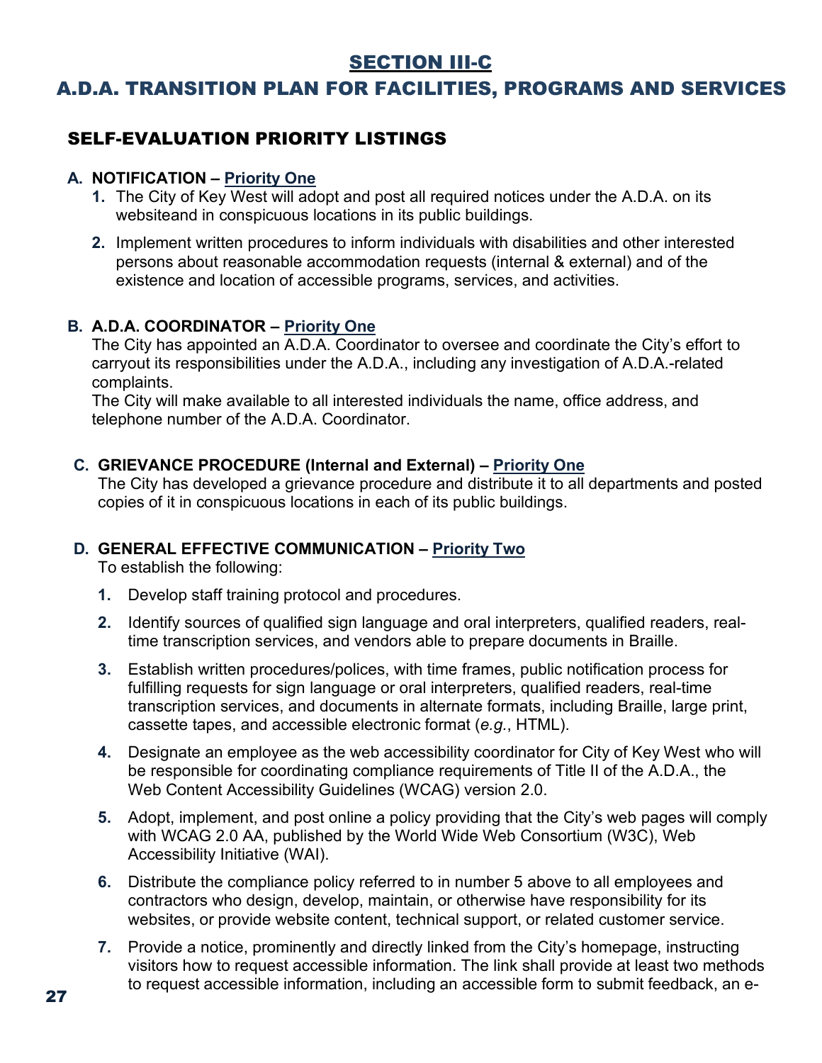# SECTION III-C

# A.D.A. TRANSITION PLAN FOR FACILITIES, PROGRAMS AND SERVICES

## SELF-EVALUATION PRIORITY LISTINGS

**A. NOTIFICATION – Priority One**

1. The City of Key West will adopt and post all required notices under the A.D.A. on its websiteand in conspicuous locations in its public buildings.
2. Implement written procedures to inform individuals with disabilities and other interested persons about reasonable accommodation requests (internal & external) and of the existence and location of accessible programs, services, and activities.

**B. A.D.A. COORDINATOR – Priority One**

The City has appointed an A.D.A. Coordinator to oversee and coordinate the City's effort to carryout its responsibilities under the A.D.A., including any investigation of A.D.A.-related complaints.
The City will make available to all interested individuals the name, office address, and telephone number of the A.D.A. Coordinator.

**C. GRIEVANCE PROCEDURE (Internal and External) – Priority One**

The City has developed a grievance procedure and distribute it to all departments and posted copies of it in conspicuous locations in each of its public buildings.

**D. GENERAL EFFECTIVE COMMUNICATION – Priority Two**

To establish the following:

1. Develop staff training protocol and procedures.
2. Identify sources of qualified sign language and oral interpreters, qualified readers, real-time transcription services, and vendors able to prepare documents in Braille.
3. Establish written procedures/polices, with time frames, public notification process for fulfilling requests for sign language or oral interpreters, qualified readers, real-time transcription services, and documents in alternate formats, including Braille, large print, cassette tapes, and accessible electronic format (*e.g.*, HTML).
4. Designate an employee as the web accessibility coordinator for City of Key West who will be responsible for coordinating compliance requirements of Title II of the A.D.A., the Web Content Accessibility Guidelines (WCAG) version 2.0.
5. Adopt, implement, and post online a policy providing that the City's web pages will comply with WCAG 2.0 AA, published by the World Wide Web Consortium (W3C), Web Accessibility Initiative (WAI).
6. Distribute the compliance policy referred to in number 5 above to all employees and contractors who design, develop, maintain, or otherwise have responsibility for its websites, or provide website content, technical support, or related customer service.
7. Provide a notice, prominently and directly linked from the City's homepage, instructing visitors how to request accessible information. The link shall provide at least two methods to request accessible information, including an accessible form to submit feedback, an e-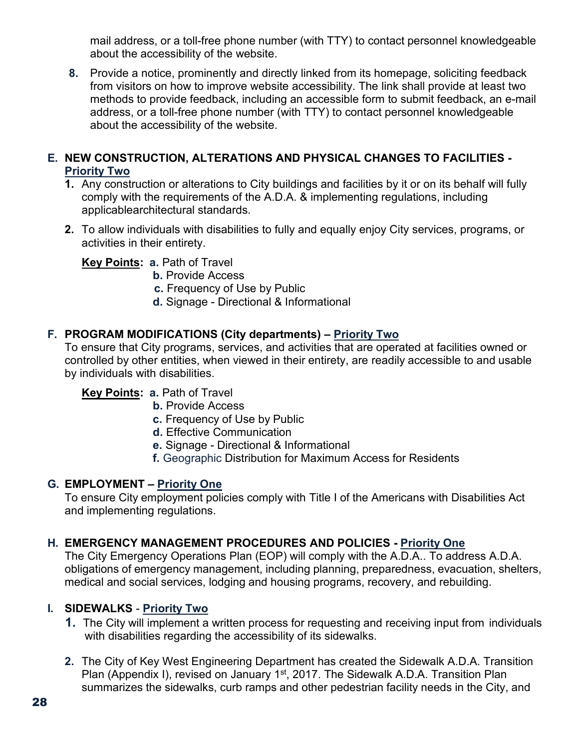mail address, or a toll-free phone number (with TTY) to contact personnel knowledgeable about the accessibility of the website.

8. Provide a notice, prominently and directly linked from its homepage, soliciting feedback from visitors on how to improve website accessibility. The link shall provide at least two methods to provide feedback, including an accessible form to submit feedback, an e-mail address, or a toll-free phone number (with TTY) to contact personnel knowledgeable about the accessibility of the website.

### E. NEW CONSTRUCTION, ALTERATIONS AND PHYSICAL CHANGES TO FACILITIES - Priority Two

1. Any construction or alterations to City buildings and facilities by it or on its behalf will fully comply with the requirements of the A.D.A. & implementing regulations, including applicablearchitectural standards.
2. To allow individuals with disabilities to fully and equally enjoy City services, programs, or activities in their entirety.

**Key Points:** **a.** Path of Travel
**b.** Provide Access
**c.** Frequency of Use by Public
**d.** Signage - Directional & Informational

### F. PROGRAM MODIFICATIONS (City departments) – Priority Two

To ensure that City programs, services, and activities that are operated at facilities owned or controlled by other entities, when viewed in their entirety, are readily accessible to and usable by individuals with disabilities.

**Key Points:** **a.** Path of Travel
**b.** Provide Access
**c.** Frequency of Use by Public
**d.** Effective Communication
**e.** Signage - Directional & Informational
**f.** Geographic Distribution for Maximum Access for Residents

### G. EMPLOYMENT – Priority One

To ensure City employment policies comply with Title I of the Americans with Disabilities Act and implementing regulations.

### H. EMERGENCY MANAGEMENT PROCEDURES AND POLICIES - Priority One

The City Emergency Operations Plan (EOP) will comply with the A.D.A.. To address A.D.A. obligations of emergency management, including planning, preparedness, evacuation, shelters, medical and social services, lodging and housing programs, recovery, and rebuilding.

### I. SIDEWALKS - Priority Two

1. The City will implement a written process for requesting and receiving input from individuals with disabilities regarding the accessibility of its sidewalks.
2. The City of Key West Engineering Department has created the Sidewalk A.D.A. Transition Plan (Appendix I), revised on January 1st, 2017. The Sidewalk A.D.A. Transition Plan summarizes the sidewalks, curb ramps and other pedestrian facility needs in the City, and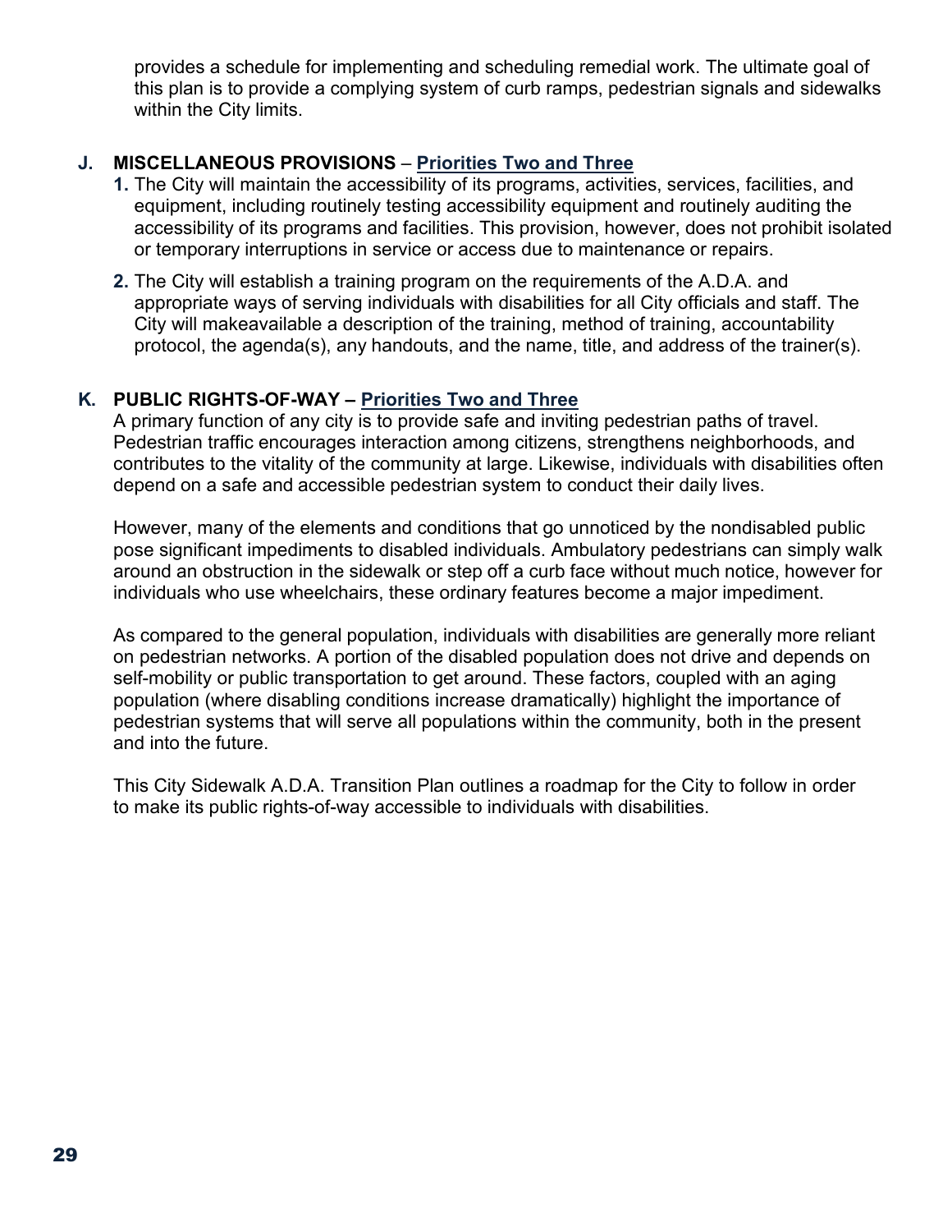provides a schedule for implementing and scheduling remedial work. The ultimate goal of this plan is to provide a complying system of curb ramps, pedestrian signals and sidewalks within the City limits.

### J. MISCELLANEOUS PROVISIONS – <u>Priorities Two and Three</u>

1. The City will maintain the accessibility of its programs, activities, services, facilities, and equipment, including routinely testing accessibility equipment and routinely auditing the accessibility of its programs and facilities. This provision, however, does not prohibit isolated or temporary interruptions in service or access due to maintenance or repairs.
2. The City will establish a training program on the requirements of the A.D.A. and appropriate ways of serving individuals with disabilities for all City officials and staff. The City will makeavailable a description of the training, method of training, accountability protocol, the agenda(s), any handouts, and the name, title, and address of the trainer(s).

### K. PUBLIC RIGHTS-OF-WAY – <u>Priorities Two and Three</u>

A primary function of any city is to provide safe and inviting pedestrian paths of travel. Pedestrian traffic encourages interaction among citizens, strengthens neighborhoods, and contributes to the vitality of the community at large. Likewise, individuals with disabilities often depend on a safe and accessible pedestrian system to conduct their daily lives.

However, many of the elements and conditions that go unnoticed by the nondisabled public pose significant impediments to disabled individuals. Ambulatory pedestrians can simply walk around an obstruction in the sidewalk or step off a curb face without much notice, however for individuals who use wheelchairs, these ordinary features become a major impediment.

As compared to the general population, individuals with disabilities are generally more reliant on pedestrian networks. A portion of the disabled population does not drive and depends on self-mobility or public transportation to get around. These factors, coupled with an aging population (where disabling conditions increase dramatically) highlight the importance of pedestrian systems that will serve all populations within the community, both in the present and into the future.

This City Sidewalk A.D.A. Transition Plan outlines a roadmap for the City to follow in order to make its public rights-of-way accessible to individuals with disabilities.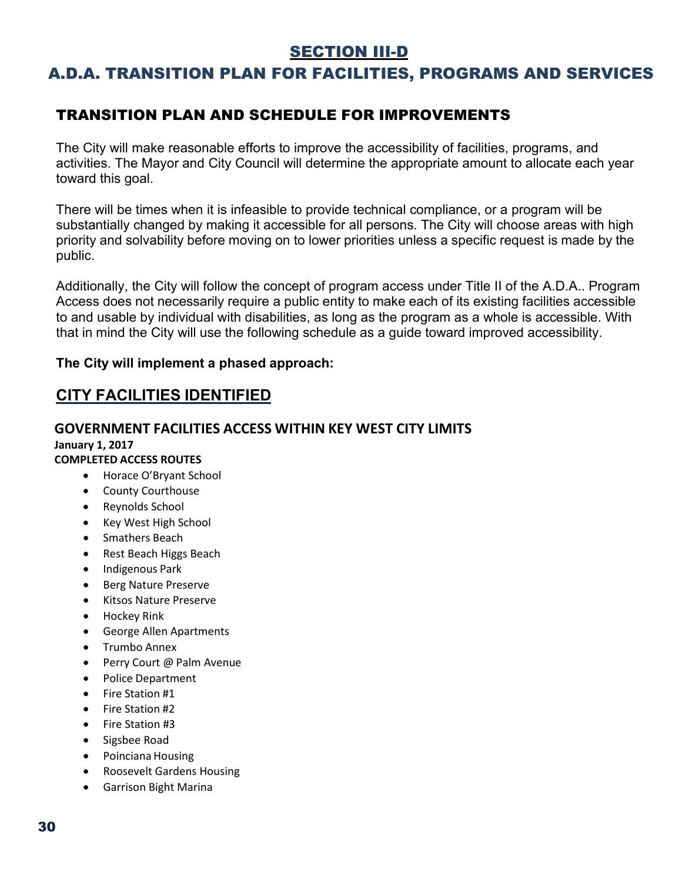# SECTION III-D

# A.D.A. TRANSITION PLAN FOR FACILITIES, PROGRAMS AND SERVICES

## TRANSITION PLAN AND SCHEDULE FOR IMPROVEMENTS

The City will make reasonable efforts to improve the accessibility of facilities, programs, and activities. The Mayor and City Council will determine the appropriate amount to allocate each year toward this goal.

There will be times when it is infeasible to provide technical compliance, or a program will be substantially changed by making it accessible for all persons. The City will choose areas with high priority and solvability before moving on to lower priorities unless a specific request is made by the public.

Additionally, the City will follow the concept of program access under Title II of the A.D.A.. Program Access does not necessarily require a public entity to make each of its existing facilities accessible to and usable by individual with disabilities, as long as the program as a whole is accessible. With that in mind the City will use the following schedule as a guide toward improved accessibility.

**The City will implement a phased approach:**

## CITY FACILITIES IDENTIFIED

### GOVERNMENT FACILITIES ACCESS WITHIN KEY WEST CITY LIMITS

**January 1, 2017**

**COMPLETED ACCESS ROUTES**

- Horace O'Bryant School
- County Courthouse
- Reynolds School
- Key West High School
- Smathers Beach
- Rest Beach Higgs Beach
- Indigenous Park
- Berg Nature Preserve
- Kitsos Nature Preserve
- Hockey Rink
- George Allen Apartments
- Trumbo Annex
- Perry Court @ Palm Avenue
- Police Department
- Fire Station #1
- Fire Station #2
- Fire Station #3
- Sigsbee Road
- Poinciana Housing
- Roosevelt Gardens Housing
- Garrison Bight Marina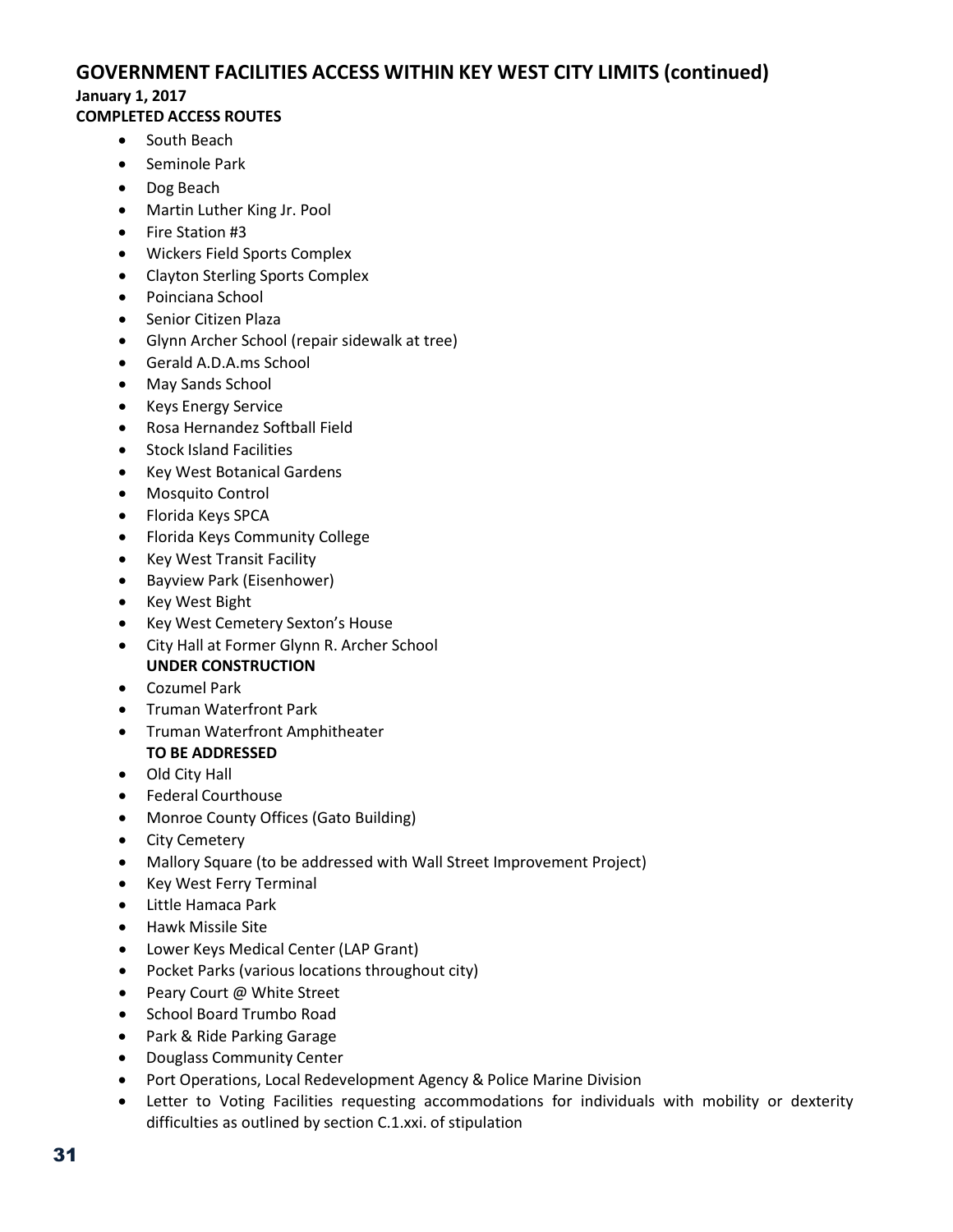## GOVERNMENT FACILITIES ACCESS WITHIN KEY WEST CITY LIMITS (continued)

**January 1, 2017**

**COMPLETED ACCESS ROUTES**

- South Beach
- Seminole Park
- Dog Beach
- Martin Luther King Jr. Pool
- Fire Station #3
- Wickers Field Sports Complex
- Clayton Sterling Sports Complex
- Poinciana School
- Senior Citizen Plaza
- Glynn Archer School (repair sidewalk at tree)
- Gerald A.D.A.ms School
- May Sands School
- Keys Energy Service
- Rosa Hernandez Softball Field
- Stock Island Facilities
- Key West Botanical Gardens
- Mosquito Control
- Florida Keys SPCA
- Florida Keys Community College
- Key West Transit Facility
- Bayview Park (Eisenhower)
- Key West Bight
- Key West Cemetery Sexton's House
- City Hall at Former Glynn R. Archer School

**UNDER CONSTRUCTION**

- Cozumel Park
- Truman Waterfront Park
- Truman Waterfront Amphitheater

**TO BE ADDRESSED**

- Old City Hall
- Federal Courthouse
- Monroe County Offices (Gato Building)
- City Cemetery
- Mallory Square (to be addressed with Wall Street Improvement Project)
- Key West Ferry Terminal
- Little Hamaca Park
- Hawk Missile Site
- Lower Keys Medical Center (LAP Grant)
- Pocket Parks (various locations throughout city)
- Peary Court @ White Street
- School Board Trumbo Road
- Park & Ride Parking Garage
- Douglass Community Center
- Port Operations, Local Redevelopment Agency & Police Marine Division
- Letter to Voting Facilities requesting accommodations for individuals with mobility or dexterity difficulties as outlined by section C.1.xxi. of stipulation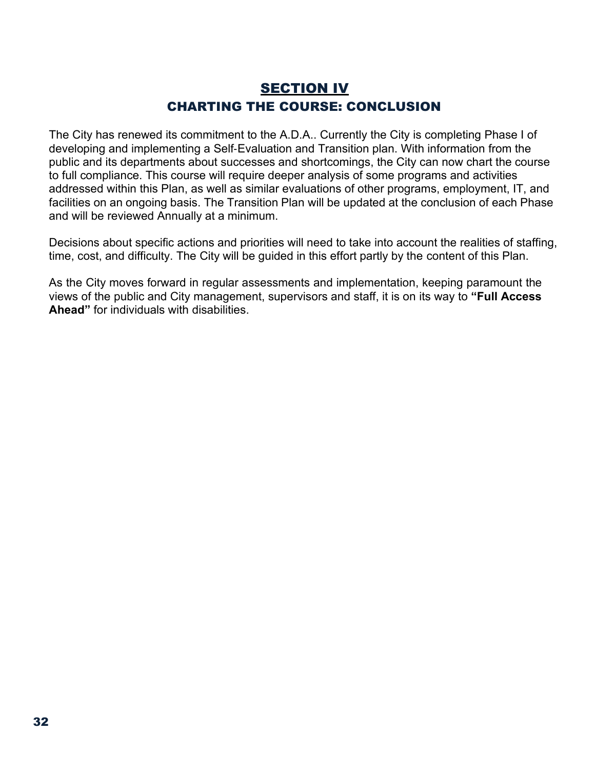# SECTION IV

## CHARTING THE COURSE: CONCLUSION

The City has renewed its commitment to the A.D.A.. Currently the City is completing Phase I of developing and implementing a Self-Evaluation and Transition plan. With information from the public and its departments about successes and shortcomings, the City can now chart the course to full compliance. This course will require deeper analysis of some programs and activities addressed within this Plan, as well as similar evaluations of other programs, employment, IT, and facilities on an ongoing basis. The Transition Plan will be updated at the conclusion of each Phase and will be reviewed Annually at a minimum.

Decisions about specific actions and priorities will need to take into account the realities of staffing, time, cost, and difficulty. The City will be guided in this effort partly by the content of this Plan.

As the City moves forward in regular assessments and implementation, keeping paramount the views of the public and City management, supervisors and staff, it is on its way to **"Full Access Ahead"** for individuals with disabilities.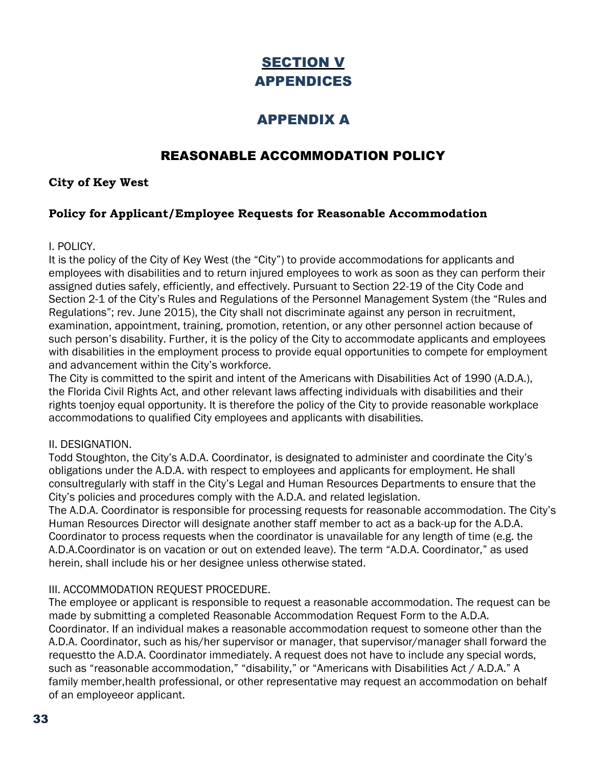# SECTION V
# APPENDICES

## APPENDIX A

### REASONABLE ACCOMMODATION POLICY

**City of Key West**

**Policy for Applicant/Employee Requests for Reasonable Accommodation**

I. POLICY.

It is the policy of the City of Key West (the "City") to provide accommodations for applicants and employees with disabilities and to return injured employees to work as soon as they can perform their assigned duties safely, efficiently, and effectively. Pursuant to Section 22-19 of the City Code and Section 2-1 of the City's Rules and Regulations of the Personnel Management System (the "Rules and Regulations"; rev. June 2015), the City shall not discriminate against any person in recruitment, examination, appointment, training, promotion, retention, or any other personnel action because of such person's disability. Further, it is the policy of the City to accommodate applicants and employees with disabilities in the employment process to provide equal opportunities to compete for employment and advancement within the City's workforce.

The City is committed to the spirit and intent of the Americans with Disabilities Act of 1990 (A.D.A.), the Florida Civil Rights Act, and other relevant laws affecting individuals with disabilities and their rights toenjoy equal opportunity. It is therefore the policy of the City to provide reasonable workplace accommodations to qualified City employees and applicants with disabilities.

II. DESIGNATION.

Todd Stoughton, the City's A.D.A. Coordinator, is designated to administer and coordinate the City's obligations under the A.D.A. with respect to employees and applicants for employment. He shall consultregularly with staff in the City's Legal and Human Resources Departments to ensure that the City's policies and procedures comply with the A.D.A. and related legislation.

The A.D.A. Coordinator is responsible for processing requests for reasonable accommodation. The City's Human Resources Director will designate another staff member to act as a back-up for the A.D.A. Coordinator to process requests when the coordinator is unavailable for any length of time (e.g. the A.D.A.Coordinator is on vacation or out on extended leave). The term "A.D.A. Coordinator," as used herein, shall include his or her designee unless otherwise stated.

III. ACCOMMODATION REQUEST PROCEDURE.

The employee or applicant is responsible to request a reasonable accommodation. The request can be made by submitting a completed Reasonable Accommodation Request Form to the A.D.A. Coordinator. If an individual makes a reasonable accommodation request to someone other than the A.D.A. Coordinator, such as his/her supervisor or manager, that supervisor/manager shall forward the requestto the A.D.A. Coordinator immediately. A request does not have to include any special words, such as "reasonable accommodation," "disability," or "Americans with Disabilities Act / A.D.A." A family member,health professional, or other representative may request an accommodation on behalf of an employeeor applicant.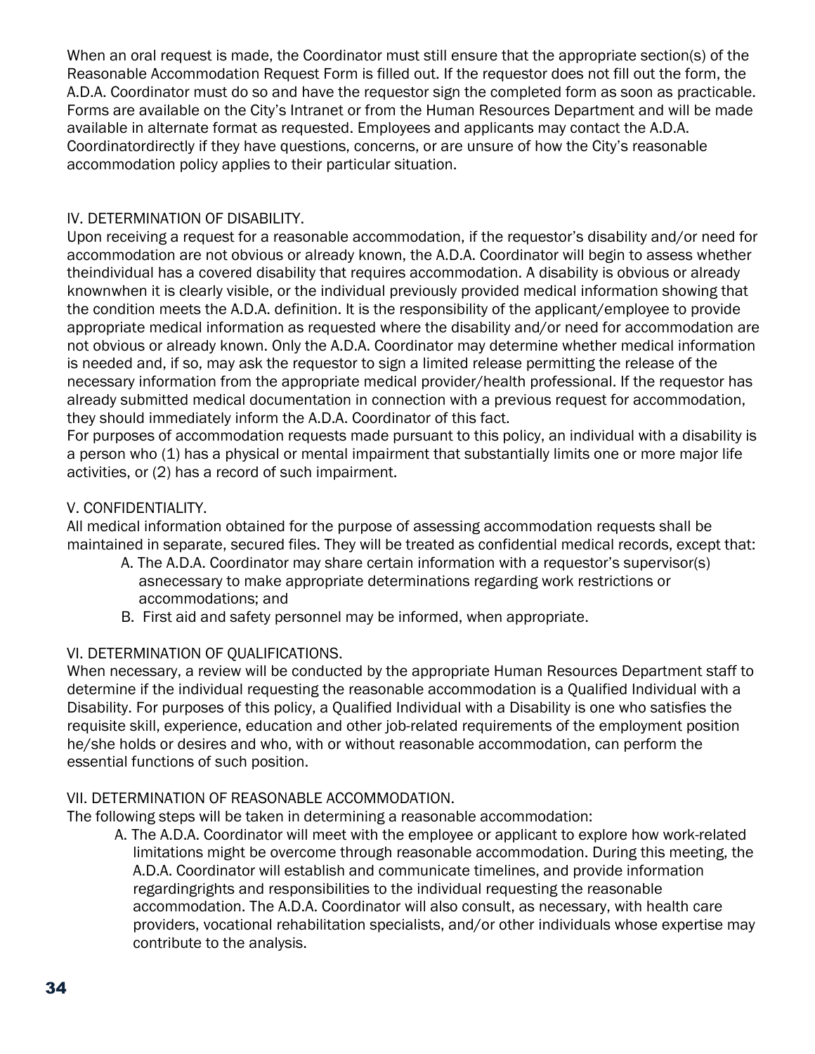When an oral request is made, the Coordinator must still ensure that the appropriate section(s) of the Reasonable Accommodation Request Form is filled out. If the requestor does not fill out the form, the A.D.A. Coordinator must do so and have the requestor sign the completed form as soon as practicable. Forms are available on the City's Intranet or from the Human Resources Department and will be made available in alternate format as requested. Employees and applicants may contact the A.D.A. Coordinatordirectly if they have questions, concerns, or are unsure of how the City's reasonable accommodation policy applies to their particular situation.

IV. DETERMINATION OF DISABILITY.

Upon receiving a request for a reasonable accommodation, if the requestor's disability and/or need for accommodation are not obvious or already known, the A.D.A. Coordinator will begin to assess whether theindividual has a covered disability that requires accommodation. A disability is obvious or already knownwhen it is clearly visible, or the individual previously provided medical information showing that the condition meets the A.D.A. definition. It is the responsibility of the applicant/employee to provide appropriate medical information as requested where the disability and/or need for accommodation are not obvious or already known. Only the A.D.A. Coordinator may determine whether medical information is needed and, if so, may ask the requestor to sign a limited release permitting the release of the necessary information from the appropriate medical provider/health professional. If the requestor has already submitted medical documentation in connection with a previous request for accommodation, they should immediately inform the A.D.A. Coordinator of this fact.

For purposes of accommodation requests made pursuant to this policy, an individual with a disability is a person who (1) has a physical or mental impairment that substantially limits one or more major life activities, or (2) has a record of such impairment.

V. CONFIDENTIALITY.

All medical information obtained for the purpose of assessing accommodation requests shall be maintained in separate, secured files. They will be treated as confidential medical records, except that:

A. The A.D.A. Coordinator may share certain information with a requestor's supervisor(s) asnecessary to make appropriate determinations regarding work restrictions or accommodations; and
B. First aid and safety personnel may be informed, when appropriate.

VI. DETERMINATION OF QUALIFICATIONS.

When necessary, a review will be conducted by the appropriate Human Resources Department staff to determine if the individual requesting the reasonable accommodation is a Qualified Individual with a Disability. For purposes of this policy, a Qualified Individual with a Disability is one who satisfies the requisite skill, experience, education and other job-related requirements of the employment position he/she holds or desires and who, with or without reasonable accommodation, can perform the essential functions of such position.

VII. DETERMINATION OF REASONABLE ACCOMMODATION.

The following steps will be taken in determining a reasonable accommodation:

A. The A.D.A. Coordinator will meet with the employee or applicant to explore how work-related limitations might be overcome through reasonable accommodation. During this meeting, the A.D.A. Coordinator will establish and communicate timelines, and provide information regardingrights and responsibilities to the individual requesting the reasonable accommodation. The A.D.A. Coordinator will also consult, as necessary, with health care providers, vocational rehabilitation specialists, and/or other individuals whose expertise may contribute to the analysis.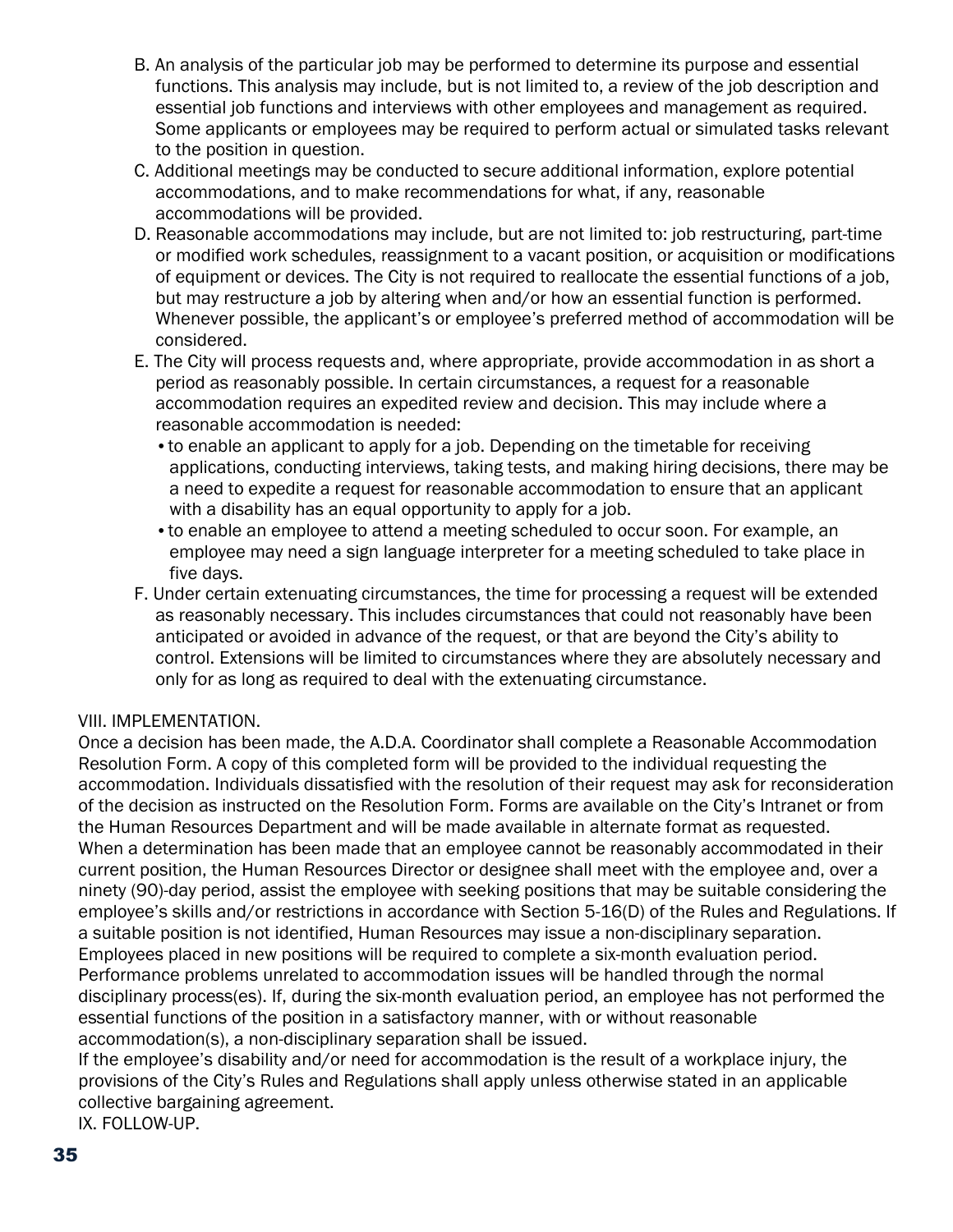B. An analysis of the particular job may be performed to determine its purpose and essential functions. This analysis may include, but is not limited to, a review of the job description and essential job functions and interviews with other employees and management as required. Some applicants or employees may be required to perform actual or simulated tasks relevant to the position in question.

C. Additional meetings may be conducted to secure additional information, explore potential accommodations, and to make recommendations for what, if any, reasonable accommodations will be provided.

D. Reasonable accommodations may include, but are not limited to: job restructuring, part-time or modified work schedules, reassignment to a vacant position, or acquisition or modifications of equipment or devices. The City is not required to reallocate the essential functions of a job, but may restructure a job by altering when and/or how an essential function is performed. Whenever possible, the applicant's or employee's preferred method of accommodation will be considered.

E. The City will process requests and, where appropriate, provide accommodation in as short a period as reasonably possible. In certain circumstances, a request for a reasonable accommodation requires an expedited review and decision. This may include where a reasonable accommodation is needed:

- to enable an applicant to apply for a job. Depending on the timetable for receiving applications, conducting interviews, taking tests, and making hiring decisions, there may be a need to expedite a request for reasonable accommodation to ensure that an applicant with a disability has an equal opportunity to apply for a job.
- to enable an employee to attend a meeting scheduled to occur soon. For example, an employee may need a sign language interpreter for a meeting scheduled to take place in five days.

F. Under certain extenuating circumstances, the time for processing a request will be extended as reasonably necessary. This includes circumstances that could not reasonably have been anticipated or avoided in advance of the request, or that are beyond the City's ability to control. Extensions will be limited to circumstances where they are absolutely necessary and only for as long as required to deal with the extenuating circumstance.

VIII. IMPLEMENTATION.

Once a decision has been made, the A.D.A. Coordinator shall complete a Reasonable Accommodation Resolution Form. A copy of this completed form will be provided to the individual requesting the accommodation. Individuals dissatisfied with the resolution of their request may ask for reconsideration of the decision as instructed on the Resolution Form. Forms are available on the City's Intranet or from the Human Resources Department and will be made available in alternate format as requested.

When a determination has been made that an employee cannot be reasonably accommodated in their current position, the Human Resources Director or designee shall meet with the employee and, over a ninety (90)-day period, assist the employee with seeking positions that may be suitable considering the employee's skills and/or restrictions in accordance with Section 5-16(D) of the Rules and Regulations. If a suitable position is not identified, Human Resources may issue a non-disciplinary separation.

Employees placed in new positions will be required to complete a six-month evaluation period. Performance problems unrelated to accommodation issues will be handled through the normal disciplinary process(es). If, during the six-month evaluation period, an employee has not performed the essential functions of the position in a satisfactory manner, with or without reasonable accommodation(s), a non-disciplinary separation shall be issued.

If the employee's disability and/or need for accommodation is the result of a workplace injury, the provisions of the City's Rules and Regulations shall apply unless otherwise stated in an applicable collective bargaining agreement.

IX. FOLLOW-UP.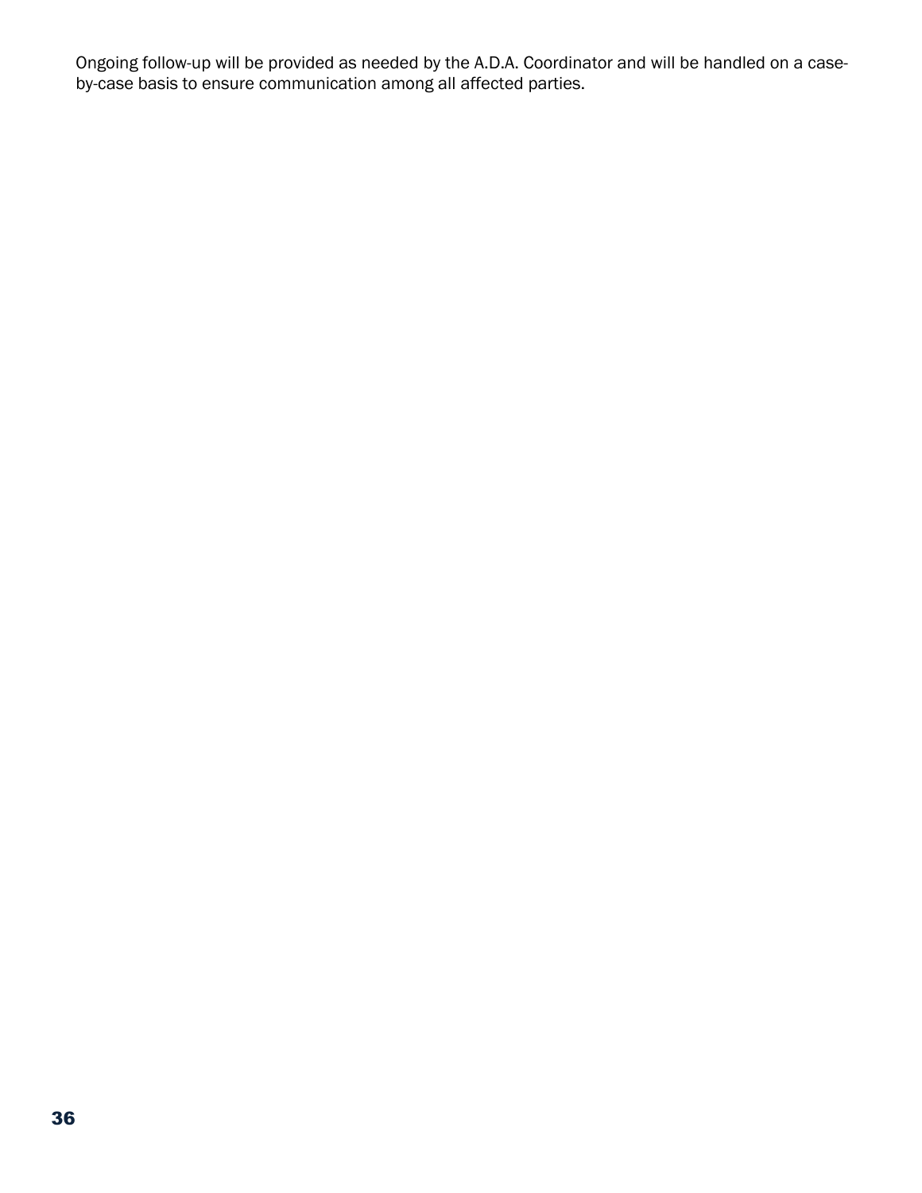Ongoing follow-up will be provided as needed by the A.D.A. Coordinator and will be handled on a case-by-case basis to ensure communication among all affected parties.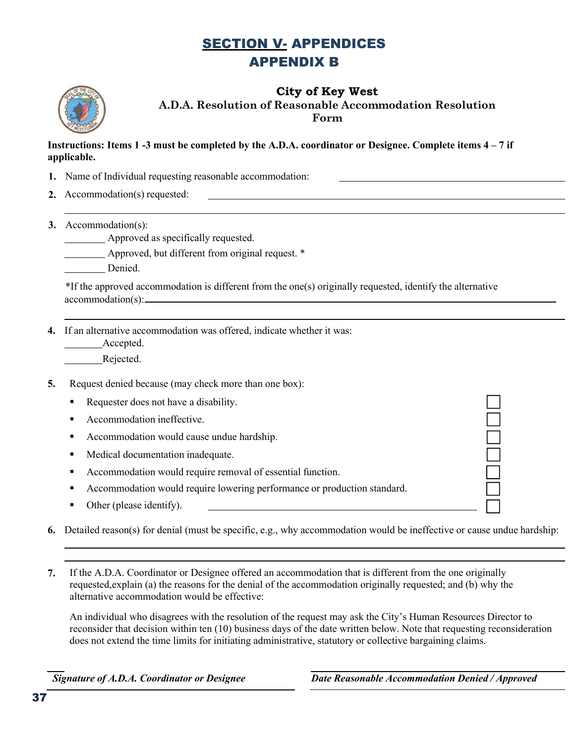# SECTION V- APPENDICES

## APPENDIX B

### City of Key West

**A.D.A. Resolution of Reasonable Accommodation Resolution Form**

**Instructions: Items 1 -3 must be completed by the A.D.A. coordinator or Designee. Complete items 4 – 7 if applicable.**

1. Name of Individual requesting reasonable accommodation: ______________________________

2. Accommodation(s) requested: ______________________________________________________

   ______________________________________________________________________________

3. Accommodation(s):

   ________ Approved as specifically requested.

   ________ Approved, but different from original request. *

   ________ Denied.

   *If the approved accommodation is different from the one(s) originally requested, identify the alternative accommodation(s):______________________________________________________________

   ______________________________________________________________________________

4. If an alternative accommodation was offered, indicate whether it was:

   ________Accepted.

   ________Rejected.

5. Request denied because (may check more than one box):

   - Requester does not have a disability. ☐
   - Accommodation ineffective. ☐
   - Accommodation would cause undue hardship. ☐
   - Medical documentation inadequate. ☐
   - Accommodation would require removal of essential function. ☐
   - Accommodation would require lowering performance or production standard. ☐
   - Other (please identify). ________________________________________ ☐

6. Detailed reason(s) for denial (must be specific, e.g., why accommodation would be ineffective or cause undue hardship:

   ______________________________________________________________________________

   ______________________________________________________________________________

7. If the A.D.A. Coordinator or Designee offered an accommodation that is different from the one originally requested,explain (a) the reasons for the denial of the accommodation originally requested; and (b) why the alternative accommodation would be effective:

   An individual who disagrees with the resolution of the request may ask the City's Human Resources Director to reconsider that decision within ten (10) business days of the date written below. Note that requesting reconsideration does not extend the time limits for initiating administrative, statutory or collective bargaining claims.

______________________________________ ______________________________________

*Signature of A.D.A. Coordinator or Designee* *Date Reasonable Accommodation Denied / Approved*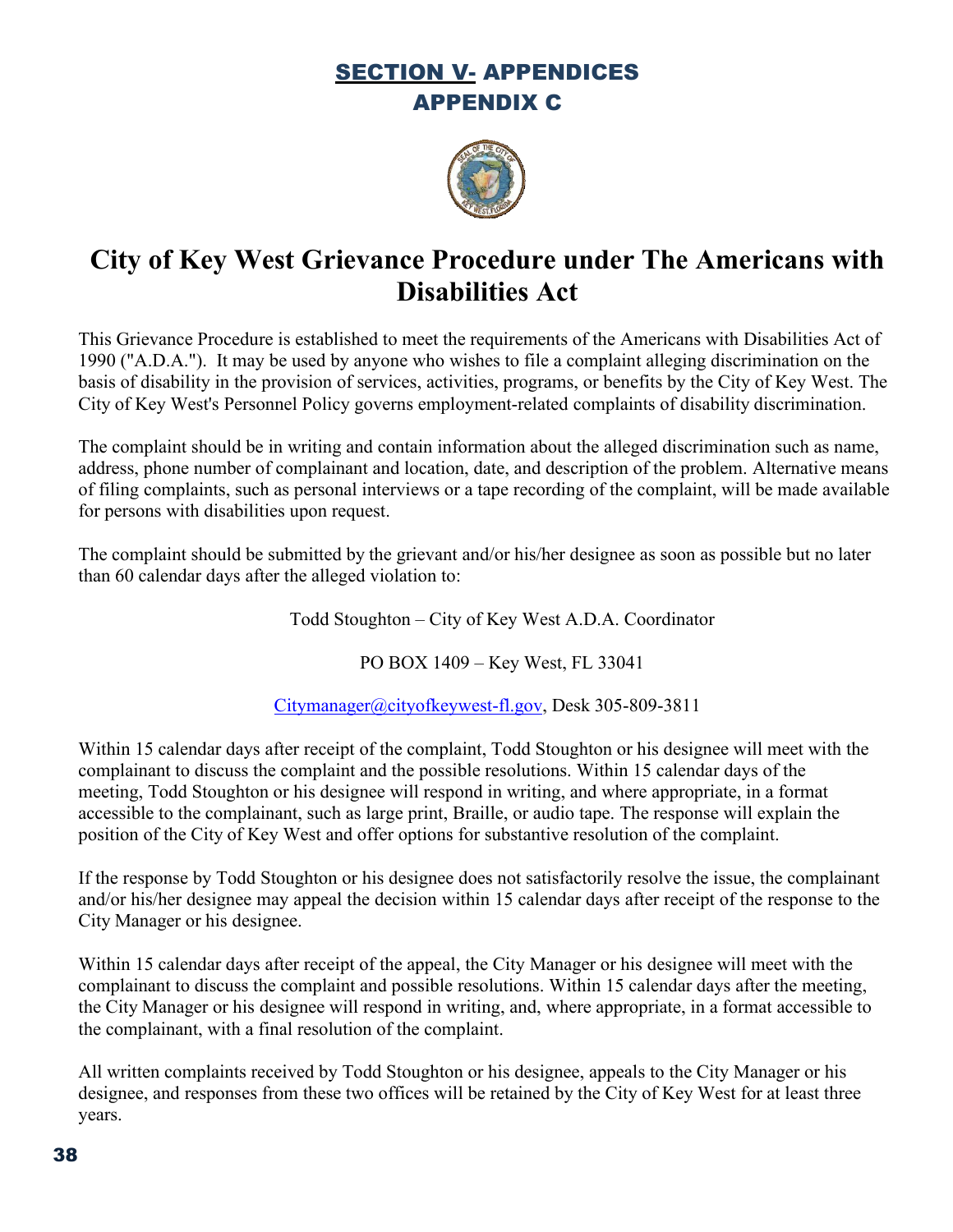# SECTION V- APPENDICES
## APPENDIX C

# City of Key West Grievance Procedure under The Americans with Disabilities Act

This Grievance Procedure is established to meet the requirements of the Americans with Disabilities Act of 1990 ("A.D.A."). It may be used by anyone who wishes to file a complaint alleging discrimination on the basis of disability in the provision of services, activities, programs, or benefits by the City of Key West. The City of Key West's Personnel Policy governs employment-related complaints of disability discrimination.

The complaint should be in writing and contain information about the alleged discrimination such as name, address, phone number of complainant and location, date, and description of the problem. Alternative means of filing complaints, such as personal interviews or a tape recording of the complaint, will be made available for persons with disabilities upon request.

The complaint should be submitted by the grievant and/or his/her designee as soon as possible but no later than 60 calendar days after the alleged violation to:

Todd Stoughton – City of Key West A.D.A. Coordinator

PO BOX 1409 – Key West, FL 33041

Citymanager@cityofkeywest-fl.gov, Desk 305-809-3811

Within 15 calendar days after receipt of the complaint, Todd Stoughton or his designee will meet with the complainant to discuss the complaint and the possible resolutions. Within 15 calendar days of the meeting, Todd Stoughton or his designee will respond in writing, and where appropriate, in a format accessible to the complainant, such as large print, Braille, or audio tape. The response will explain the position of the City of Key West and offer options for substantive resolution of the complaint.

If the response by Todd Stoughton or his designee does not satisfactorily resolve the issue, the complainant and/or his/her designee may appeal the decision within 15 calendar days after receipt of the response to the City Manager or his designee.

Within 15 calendar days after receipt of the appeal, the City Manager or his designee will meet with the complainant to discuss the complaint and possible resolutions. Within 15 calendar days after the meeting, the City Manager or his designee will respond in writing, and, where appropriate, in a format accessible to the complainant, with a final resolution of the complaint.

All written complaints received by Todd Stoughton or his designee, appeals to the City Manager or his designee, and responses from these two offices will be retained by the City of Key West for at least three years.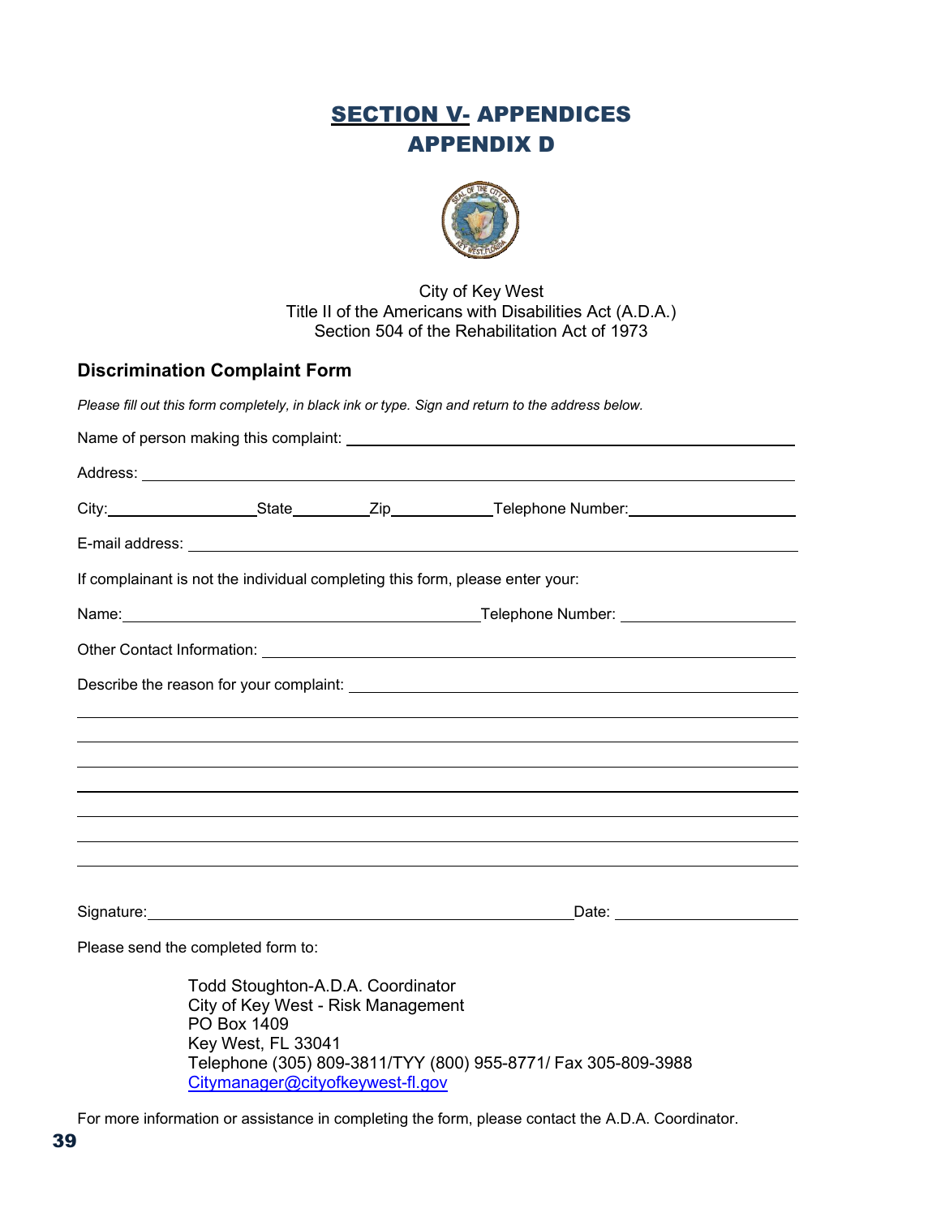# SECTION V- APPENDICES
## APPENDIX D

City of Key West
Title II of the Americans with Disabilities Act (A.D.A.)
Section 504 of the Rehabilitation Act of 1973

### Discrimination Complaint Form

*Please fill out this form completely, in black ink or type. Sign and return to the address below.*

Name of person making this complaint: ______________________________________________

Address: ______________________________________________________________________

City:__________________State__________Zip____________Telephone Number:____________________

E-mail address: ________________________________________________________________

If complainant is not the individual completing this form, please enter your:

Name:____________________________________________Telephone Number: ____________________

Other Contact Information: ______________________________________________________

Describe the reason for your complaint: ___________________________________________

______________________________________________________________________________

______________________________________________________________________________

______________________________________________________________________________

______________________________________________________________________________

______________________________________________________________________________

______________________________________________________________________________

______________________________________________________________________________

Signature:_____________________________________________________Date: ____________________

Please send the completed form to:

Todd Stoughton-A.D.A. Coordinator
City of Key West - Risk Management
PO Box 1409
Key West, FL 33041
Telephone (305) 809-3811/TYY (800) 955-8771/ Fax 305-809-3988
Citymanager@cityofkeywest-fl.gov

For more information or assistance in completing the form, please contact the A.D.A. Coordinator.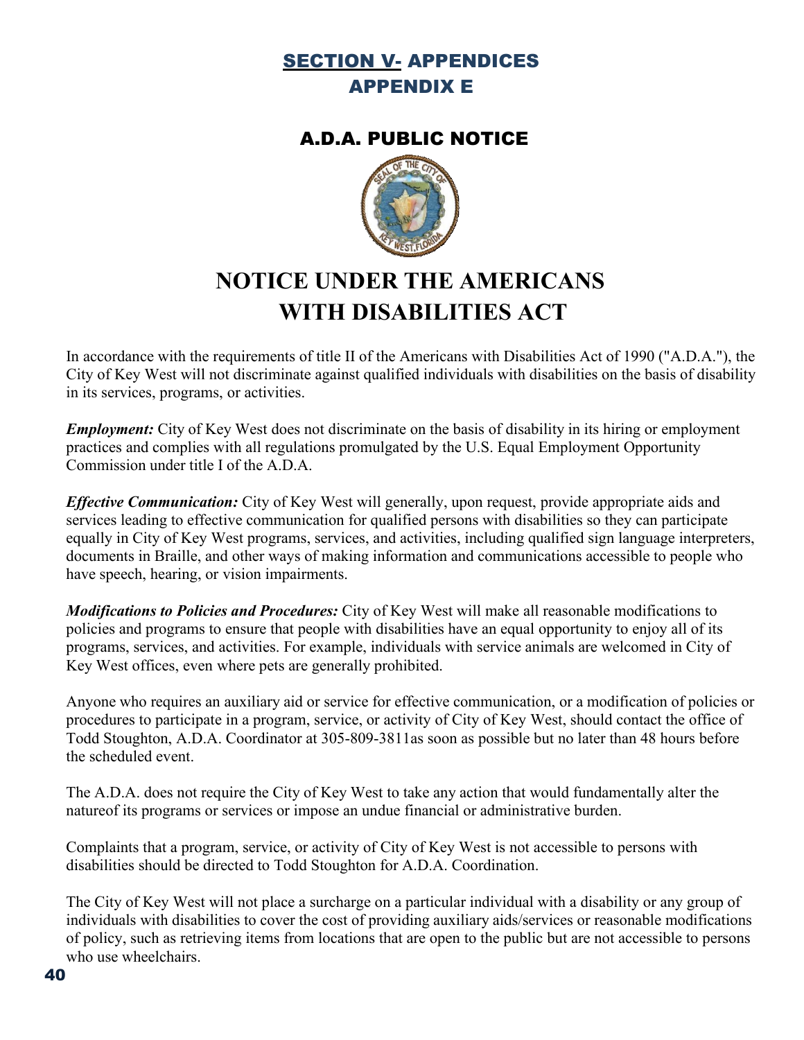## SECTION V- APPENDICES
## APPENDIX E

### A.D.A. PUBLIC NOTICE

# NOTICE UNDER THE AMERICANS WITH DISABILITIES ACT

In accordance with the requirements of title II of the Americans with Disabilities Act of 1990 ("A.D.A."), the City of Key West will not discriminate against qualified individuals with disabilities on the basis of disability in its services, programs, or activities.

***Employment:*** City of Key West does not discriminate on the basis of disability in its hiring or employment practices and complies with all regulations promulgated by the U.S. Equal Employment Opportunity Commission under title I of the A.D.A.

***Effective Communication:*** City of Key West will generally, upon request, provide appropriate aids and services leading to effective communication for qualified persons with disabilities so they can participate equally in City of Key West programs, services, and activities, including qualified sign language interpreters, documents in Braille, and other ways of making information and communications accessible to people who have speech, hearing, or vision impairments.

***Modifications to Policies and Procedures:*** City of Key West will make all reasonable modifications to policies and programs to ensure that people with disabilities have an equal opportunity to enjoy all of its programs, services, and activities. For example, individuals with service animals are welcomed in City of Key West offices, even where pets are generally prohibited.

Anyone who requires an auxiliary aid or service for effective communication, or a modification of policies or procedures to participate in a program, service, or activity of City of Key West, should contact the office of Todd Stoughton, A.D.A. Coordinator at 305-809-3811as soon as possible but no later than 48 hours before the scheduled event.

The A.D.A. does not require the City of Key West to take any action that would fundamentally alter the natureof its programs or services or impose an undue financial or administrative burden.

Complaints that a program, service, or activity of City of Key West is not accessible to persons with disabilities should be directed to Todd Stoughton for A.D.A. Coordination.

The City of Key West will not place a surcharge on a particular individual with a disability or any group of individuals with disabilities to cover the cost of providing auxiliary aids/services or reasonable modifications of policy, such as retrieving items from locations that are open to the public but are not accessible to persons who use wheelchairs.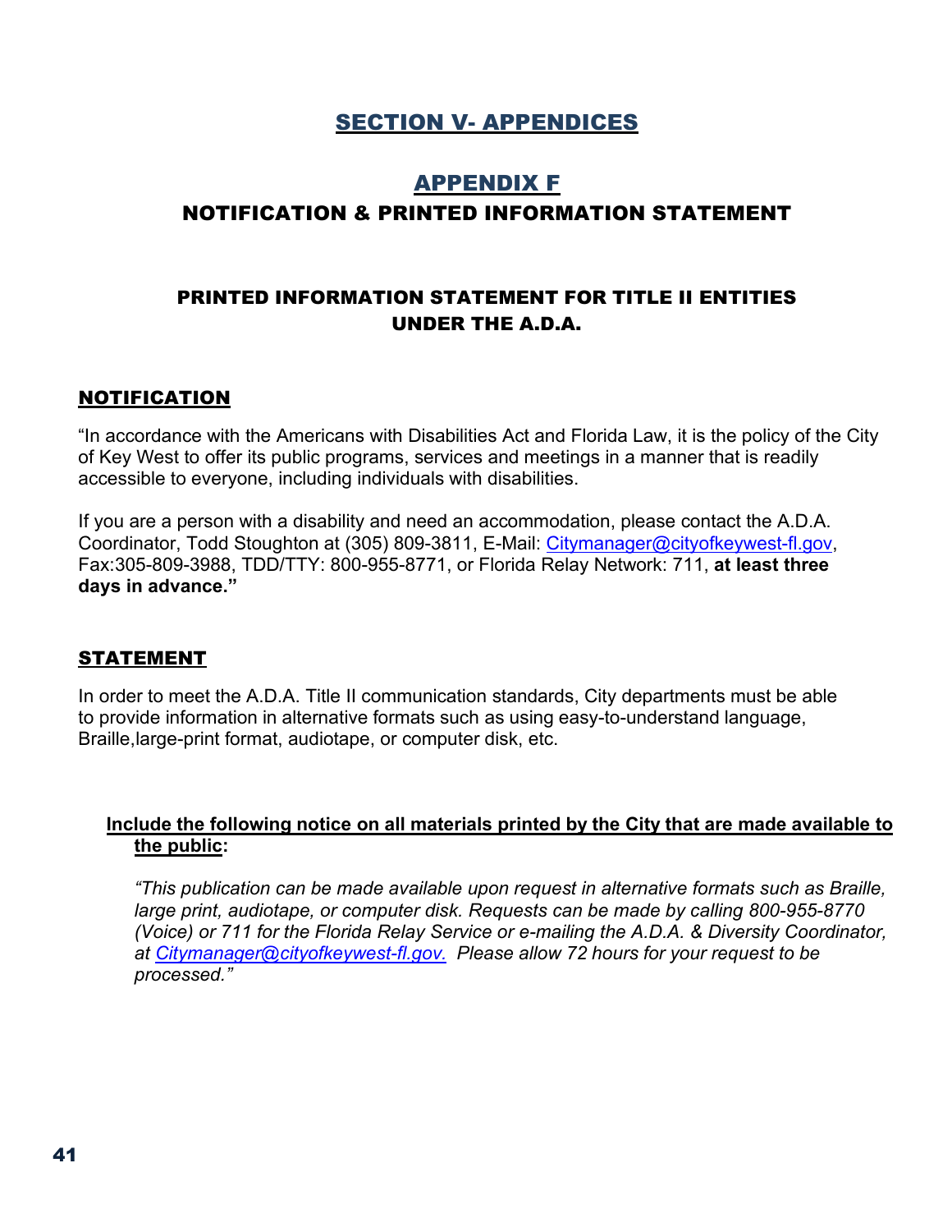# SECTION V- APPENDICES

## APPENDIX F

## NOTIFICATION & PRINTED INFORMATION STATEMENT

### PRINTED INFORMATION STATEMENT FOR TITLE II ENTITIES UNDER THE A.D.A.

### NOTIFICATION

"In accordance with the Americans with Disabilities Act and Florida Law, it is the policy of the City of Key West to offer its public programs, services and meetings in a manner that is readily accessible to everyone, including individuals with disabilities.

If you are a person with a disability and need an accommodation, please contact the A.D.A. Coordinator, Todd Stoughton at (305) 809-3811, E-Mail: Citymanager@cityofkeywest-fl.gov, Fax:305-809-3988, TDD/TTY: 800-955-8771, or Florida Relay Network: 711, **at least three days in advance."**

### STATEMENT

In order to meet the A.D.A. Title II communication standards, City departments must be able to provide information in alternative formats such as using easy-to-understand language, Braille,large-print format, audiotape, or computer disk, etc.

**Include the following notice on all materials printed by the City that are made available to the public:**

*"This publication can be made available upon request in alternative formats such as Braille, large print, audiotape, or computer disk. Requests can be made by calling 800-955-8770 (Voice) or 711 for the Florida Relay Service or e-mailing the A.D.A. & Diversity Coordinator, at Citymanager@cityofkeywest-fl.gov. Please allow 72 hours for your request to be processed."*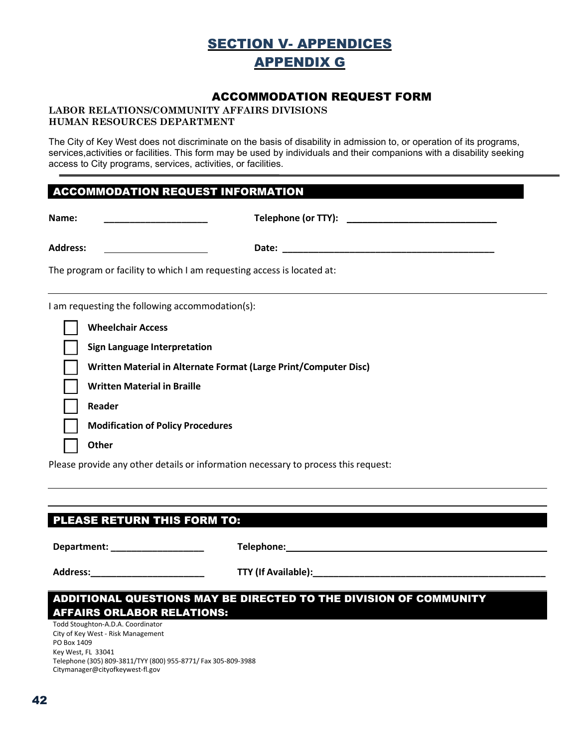# SECTION V- APPENDICES

# APPENDIX G

## ACCOMMODATION REQUEST FORM

**LABOR RELATIONS/COMMUNITY AFFAIRS DIVISIONS**
**HUMAN RESOURCES DEPARTMENT**

The City of Key West does not discriminate on the basis of disability in admission to, or operation of its programs, services,activities or facilities. This form may be used by individuals and their companions with a disability seeking access to City programs, services, activities, or facilities.

### ACCOMMODATION REQUEST INFORMATION

**Name:** ____________________ **Telephone (or TTY):** ____________________________

**Address:** ____________________ **Date:** ________________________________________

The program or facility to which I am requesting access is located at:

_______________________________________________________________________________

I am requesting the following accommodation(s):

- ☐ **Wheelchair Access**
- ☐ **Sign Language Interpretation**
- ☐ **Written Material in Alternate Format (Large Print/Computer Disc)**
- ☐ **Written Material in Braille**
- ☐ **Reader**
- ☐ **Modification of Policy Procedures**
- ☐ **Other**

Please provide any other details or information necessary to process this request:

_______________________________________________________________________________

_______________________________________________________________________________

### PLEASE RETURN THIS FORM TO:

**Department:** __________________ **Telephone:** ____________________________________________

**Address:** ______________________ **TTY (If Available):** _____________________________________

### ADDITIONAL QUESTIONS MAY BE DIRECTED TO THE DIVISION OF COMMUNITY AFFAIRS ORLABOR RELATIONS:

Todd Stoughton-A.D.A. Coordinator
City of Key West - Risk Management
PO Box 1409
Key West, FL 33041
Telephone (305) 809-3811/TYY (800) 955-8771/ Fax 305-809-3988
Citymanager@cityofkeywest-fl.gov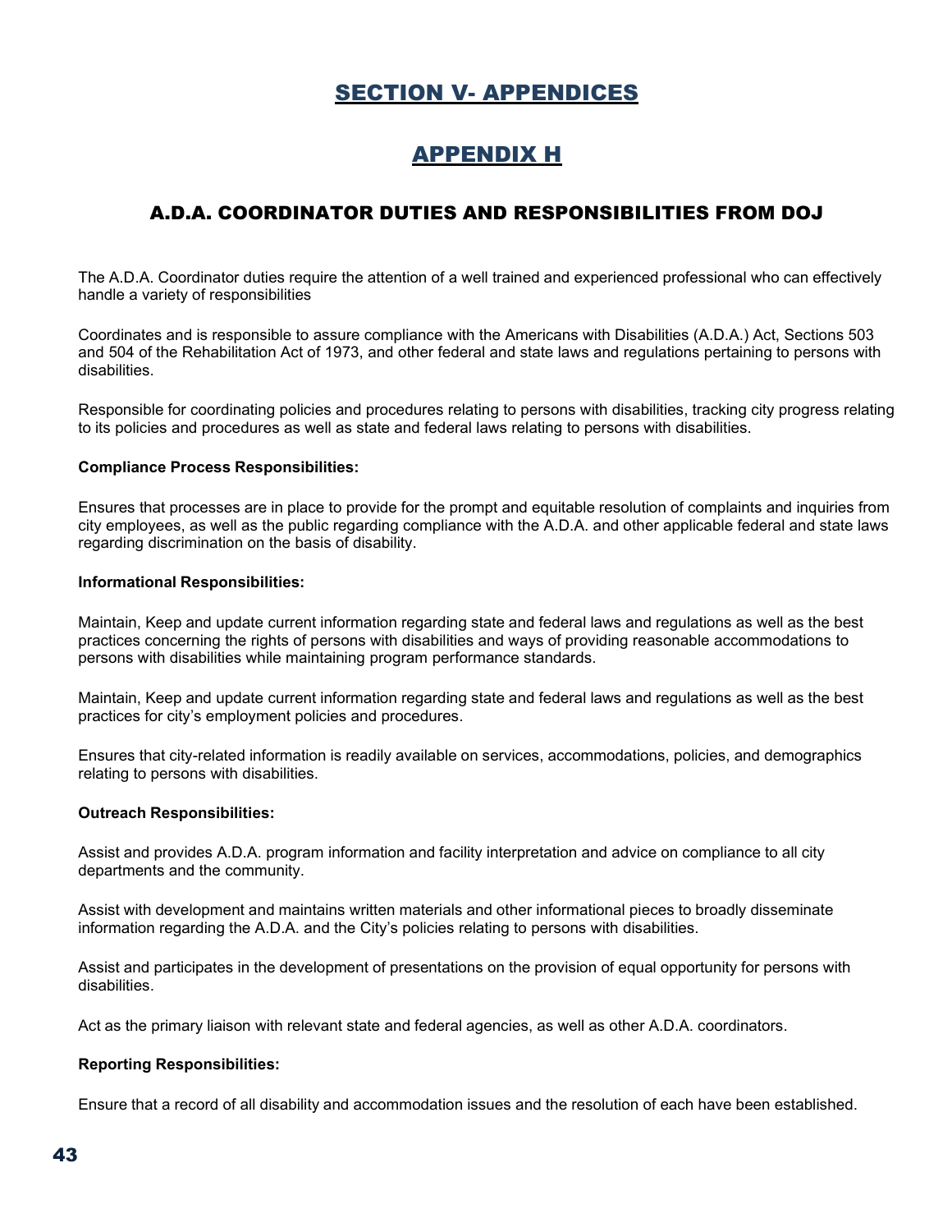# SECTION V- APPENDICES

## APPENDIX H

### A.D.A. COORDINATOR DUTIES AND RESPONSIBILITIES FROM DOJ

The A.D.A. Coordinator duties require the attention of a well trained and experienced professional who can effectively handle a variety of responsibilities

Coordinates and is responsible to assure compliance with the Americans with Disabilities (A.D.A.) Act, Sections 503 and 504 of the Rehabilitation Act of 1973, and other federal and state laws and regulations pertaining to persons with disabilities.

Responsible for coordinating policies and procedures relating to persons with disabilities, tracking city progress relating to its policies and procedures as well as state and federal laws relating to persons with disabilities.

**Compliance Process Responsibilities:**

Ensures that processes are in place to provide for the prompt and equitable resolution of complaints and inquiries from city employees, as well as the public regarding compliance with the A.D.A. and other applicable federal and state laws regarding discrimination on the basis of disability.

**Informational Responsibilities:**

Maintain, Keep and update current information regarding state and federal laws and regulations as well as the best practices concerning the rights of persons with disabilities and ways of providing reasonable accommodations to persons with disabilities while maintaining program performance standards.

Maintain, Keep and update current information regarding state and federal laws and regulations as well as the best practices for city's employment policies and procedures.

Ensures that city-related information is readily available on services, accommodations, policies, and demographics relating to persons with disabilities.

**Outreach Responsibilities:**

Assist and provides A.D.A. program information and facility interpretation and advice on compliance to all city departments and the community.

Assist with development and maintains written materials and other informational pieces to broadly disseminate information regarding the A.D.A. and the City's policies relating to persons with disabilities.

Assist and participates in the development of presentations on the provision of equal opportunity for persons with disabilities.

Act as the primary liaison with relevant state and federal agencies, as well as other A.D.A. coordinators.

**Reporting Responsibilities:**

Ensure that a record of all disability and accommodation issues and the resolution of each have been established.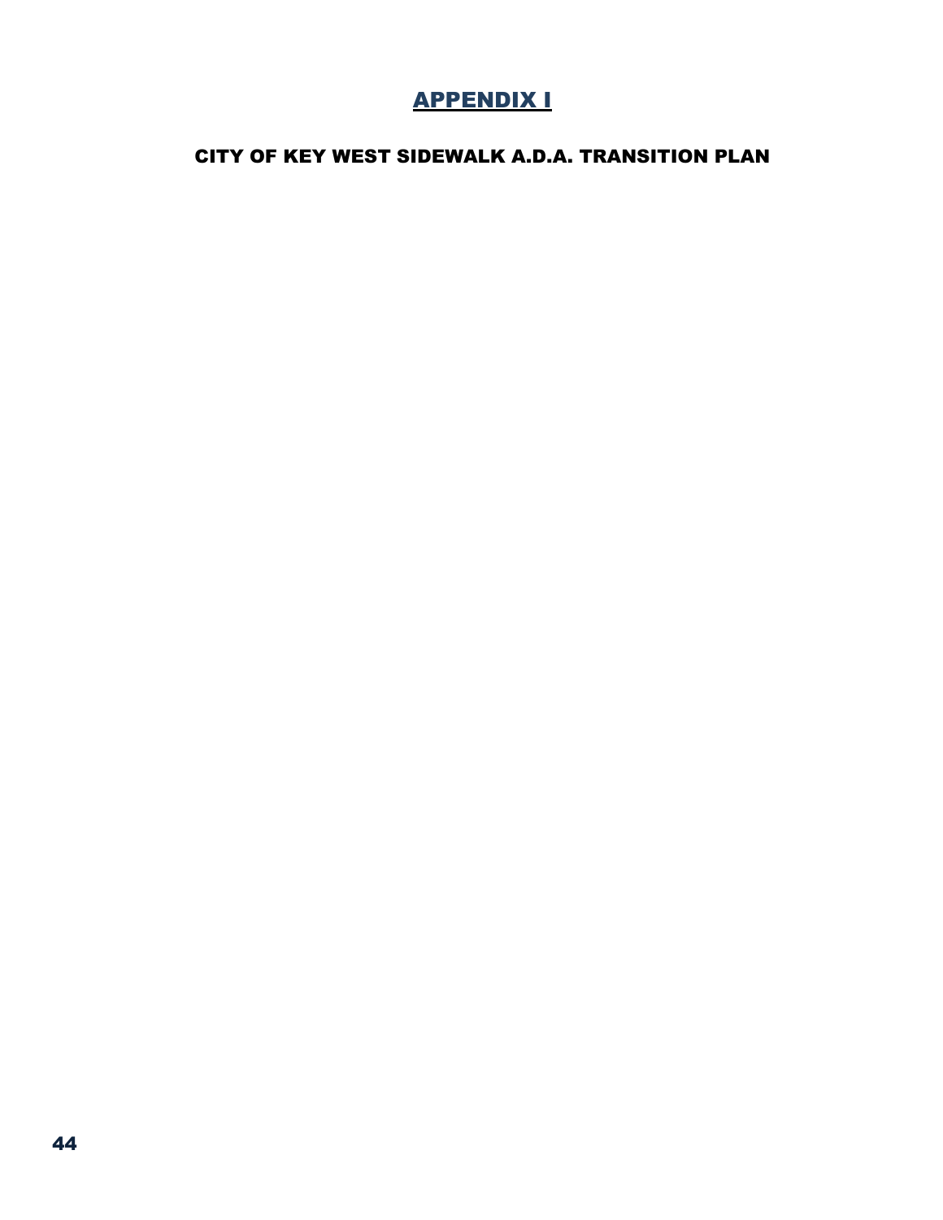# APPENDIX I

## CITY OF KEY WEST SIDEWALK A.D.A. TRANSITION PLAN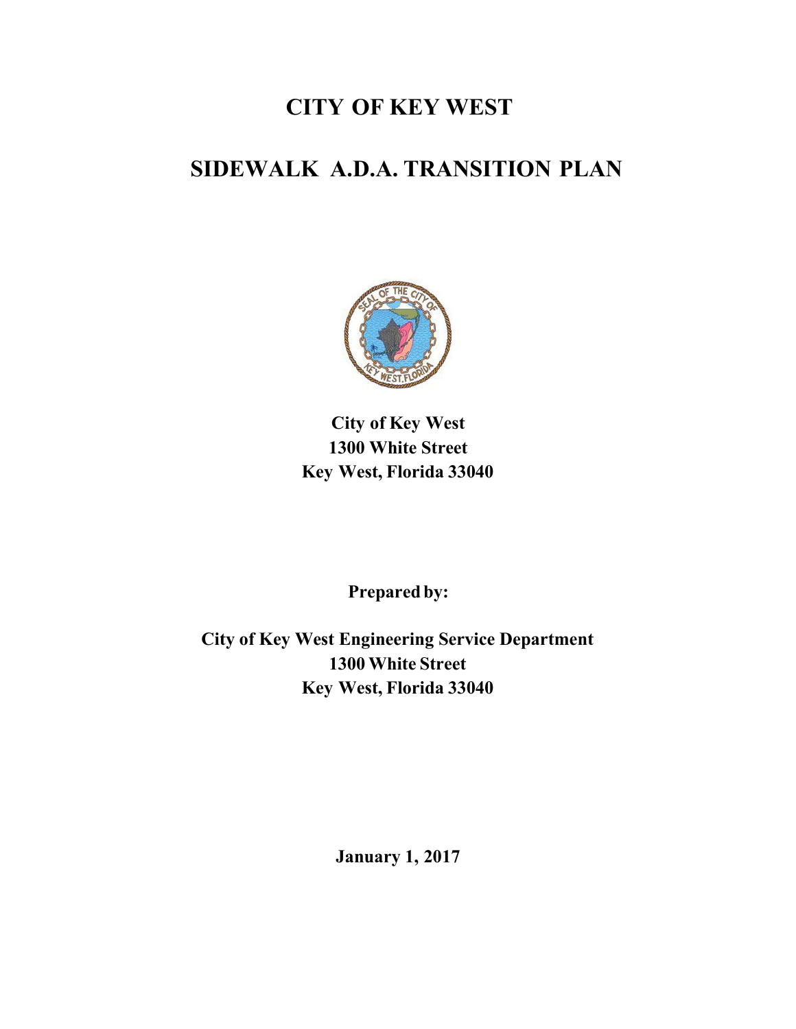# CITY OF KEY WEST

# SIDEWALK A.D.A. TRANSITION PLAN

**City of Key West**
**1300 White Street**
**Key West, Florida 33040**

**Prepared by:**

**City of Key West Engineering Service Department**
**1300 White Street**
**Key West, Florida 33040**

**January 1, 2017**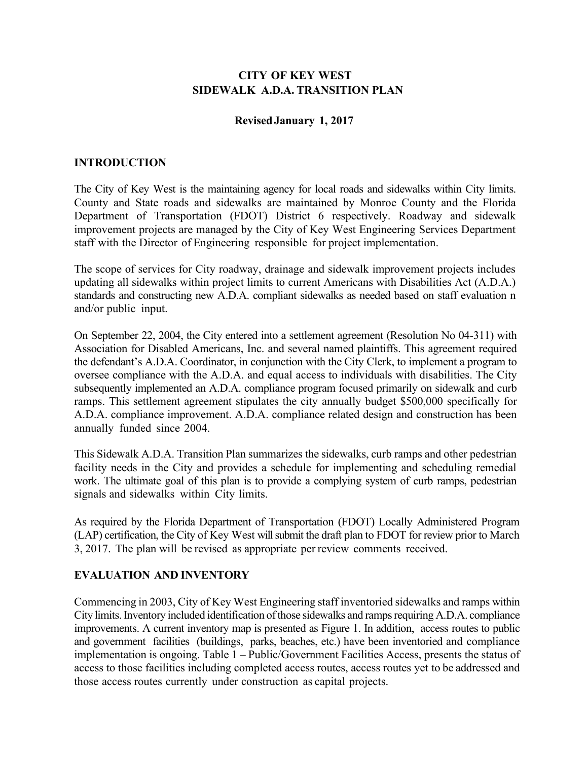**CITY OF KEY WEST**
**SIDEWALK A.D.A. TRANSITION PLAN**

**Revised January 1, 2017**

## INTRODUCTION

The City of Key West is the maintaining agency for local roads and sidewalks within City limits. County and State roads and sidewalks are maintained by Monroe County and the Florida Department of Transportation (FDOT) District 6 respectively. Roadway and sidewalk improvement projects are managed by the City of Key West Engineering Services Department staff with the Director of Engineering responsible for project implementation.

The scope of services for City roadway, drainage and sidewalk improvement projects includes updating all sidewalks within project limits to current Americans with Disabilities Act (A.D.A.) standards and constructing new A.D.A. compliant sidewalks as needed based on staff evaluation n and/or public input.

On September 22, 2004, the City entered into a settlement agreement (Resolution No 04-311) with Association for Disabled Americans, Inc. and several named plaintiffs. This agreement required the defendant's A.D.A. Coordinator, in conjunction with the City Clerk, to implement a program to oversee compliance with the A.D.A. and equal access to individuals with disabilities. The City subsequently implemented an A.D.A. compliance program focused primarily on sidewalk and curb ramps. This settlement agreement stipulates the city annually budget $500,000 specifically for A.D.A. compliance improvement. A.D.A. compliance related design and construction has been annually funded since 2004.

This Sidewalk A.D.A. Transition Plan summarizes the sidewalks, curb ramps and other pedestrian facility needs in the City and provides a schedule for implementing and scheduling remedial work. The ultimate goal of this plan is to provide a complying system of curb ramps, pedestrian signals and sidewalks within City limits.

As required by the Florida Department of Transportation (FDOT) Locally Administered Program (LAP) certification, the City of Key West will submit the draft plan to FDOT for review prior to March 3, 2017. The plan will be revised as appropriate per review comments received.

## EVALUATION AND INVENTORY

Commencing in 2003, City of Key West Engineering staff inventoried sidewalks and ramps within City limits. Inventory included identification of those sidewalks and ramps requiring A.D.A. compliance improvements. A current inventory map is presented as Figure 1. In addition, access routes to public and government facilities (buildings, parks, beaches, etc.) have been inventoried and compliance implementation is ongoing. Table 1 – Public/Government Facilities Access, presents the status of access to those facilities including completed access routes, access routes yet to be addressed and those access routes currently under construction as capital projects.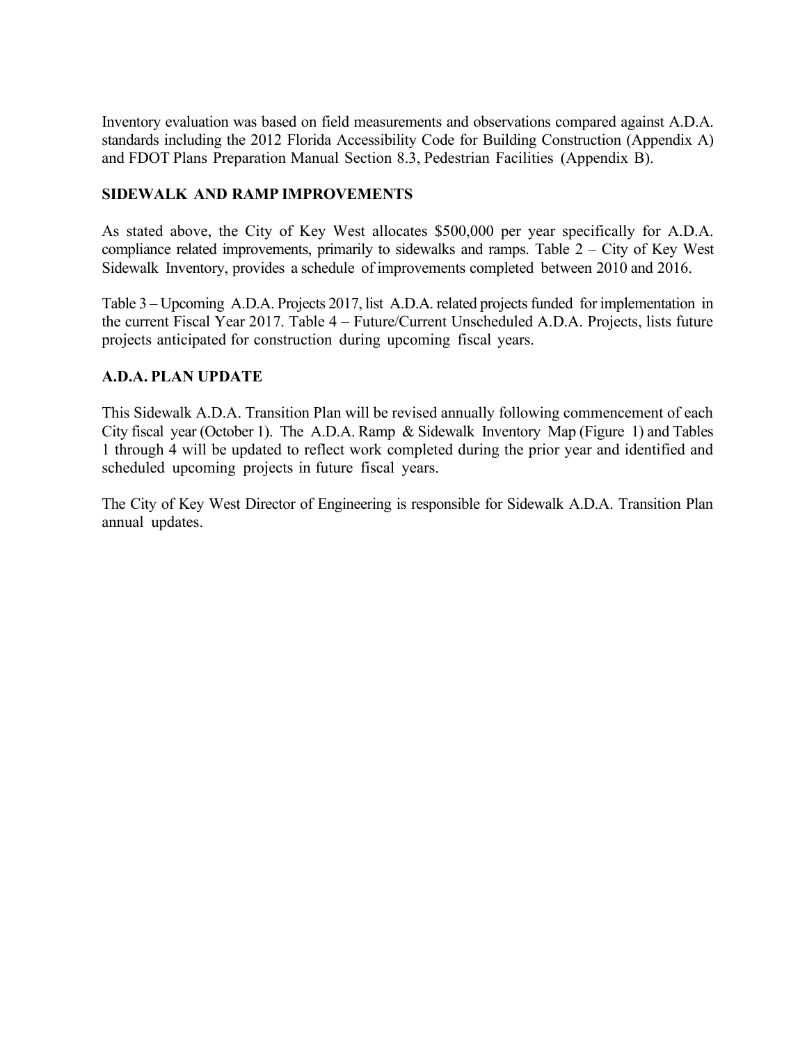Inventory evaluation was based on field measurements and observations compared against A.D.A. standards including the 2012 Florida Accessibility Code for Building Construction (Appendix A) and FDOT Plans Preparation Manual Section 8.3, Pedestrian Facilities (Appendix B).

## SIDEWALK AND RAMP IMPROVEMENTS

As stated above, the City of Key West allocates $500,000 per year specifically for A.D.A. compliance related improvements, primarily to sidewalks and ramps. Table 2 – City of Key West Sidewalk Inventory, provides a schedule of improvements completed between 2010 and 2016.

Table 3 – Upcoming A.D.A. Projects 2017, list A.D.A. related projects funded for implementation in the current Fiscal Year 2017. Table 4 – Future/Current Unscheduled A.D.A. Projects, lists future projects anticipated for construction during upcoming fiscal years.

## A.D.A. PLAN UPDATE

This Sidewalk A.D.A. Transition Plan will be revised annually following commencement of each City fiscal year (October 1). The A.D.A. Ramp & Sidewalk Inventory Map (Figure 1) and Tables 1 through 4 will be updated to reflect work completed during the prior year and identified and scheduled upcoming projects in future fiscal years.

The City of Key West Director of Engineering is responsible for Sidewalk A.D.A. Transition Plan annual updates.